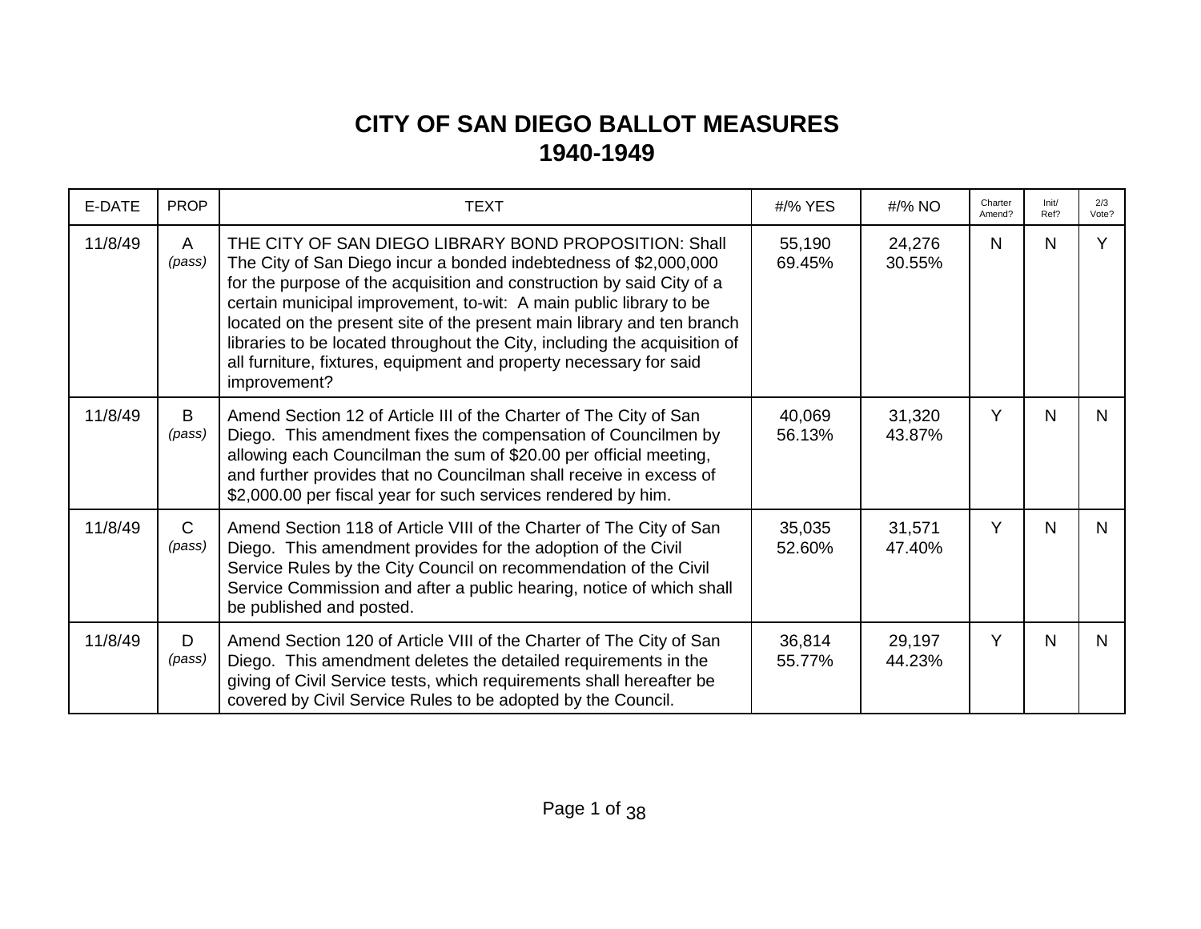# CITY OF SAN DIEGO BALLOT MEASURES
# 1940-1949

| E-DATE | PROP | TEXT | #/% YES | #/% NO | Charter Amend? | Init/ Ref? | 2/3 Vote? |
|---|---|---|---|---|---|---|---|
| 11/8/49 | A *(pass)* | THE CITY OF SAN DIEGO LIBRARY BOND PROPOSITION: Shall The City of San Diego incur a bonded indebtedness of $2,000,000 for the purpose of the acquisition and construction by said City of a certain municipal improvement, to-wit: A main public library to be located on the present site of the present main library and ten branch libraries to be located throughout the City, including the acquisition of all furniture, fixtures, equipment and property necessary for said improvement? | 55,190 69.45% | 24,276 30.55% | N | N | Y |
| 11/8/49 | B *(pass)* | Amend Section 12 of Article III of the Charter of The City of San Diego. This amendment fixes the compensation of Councilmen by allowing each Councilman the sum of $20.00 per official meeting, and further provides that no Councilman shall receive in excess of $2,000.00 per fiscal year for such services rendered by him. | 40,069 56.13% | 31,320 43.87% | Y | N | N |
| 11/8/49 | C *(pass)* | Amend Section 118 of Article VIII of the Charter of The City of San Diego. This amendment provides for the adoption of the Civil Service Rules by the City Council on recommendation of the Civil Service Commission and after a public hearing, notice of which shall be published and posted. | 35,035 52.60% | 31,571 47.40% | Y | N | N |
| 11/8/49 | D *(pass)* | Amend Section 120 of Article VIII of the Charter of The City of San Diego. This amendment deletes the detailed requirements in the giving of Civil Service tests, which requirements shall hereafter be covered by Civil Service Rules to be adopted by the Council. | 36,814 55.77% | 29,197 44.23% | Y | N | N |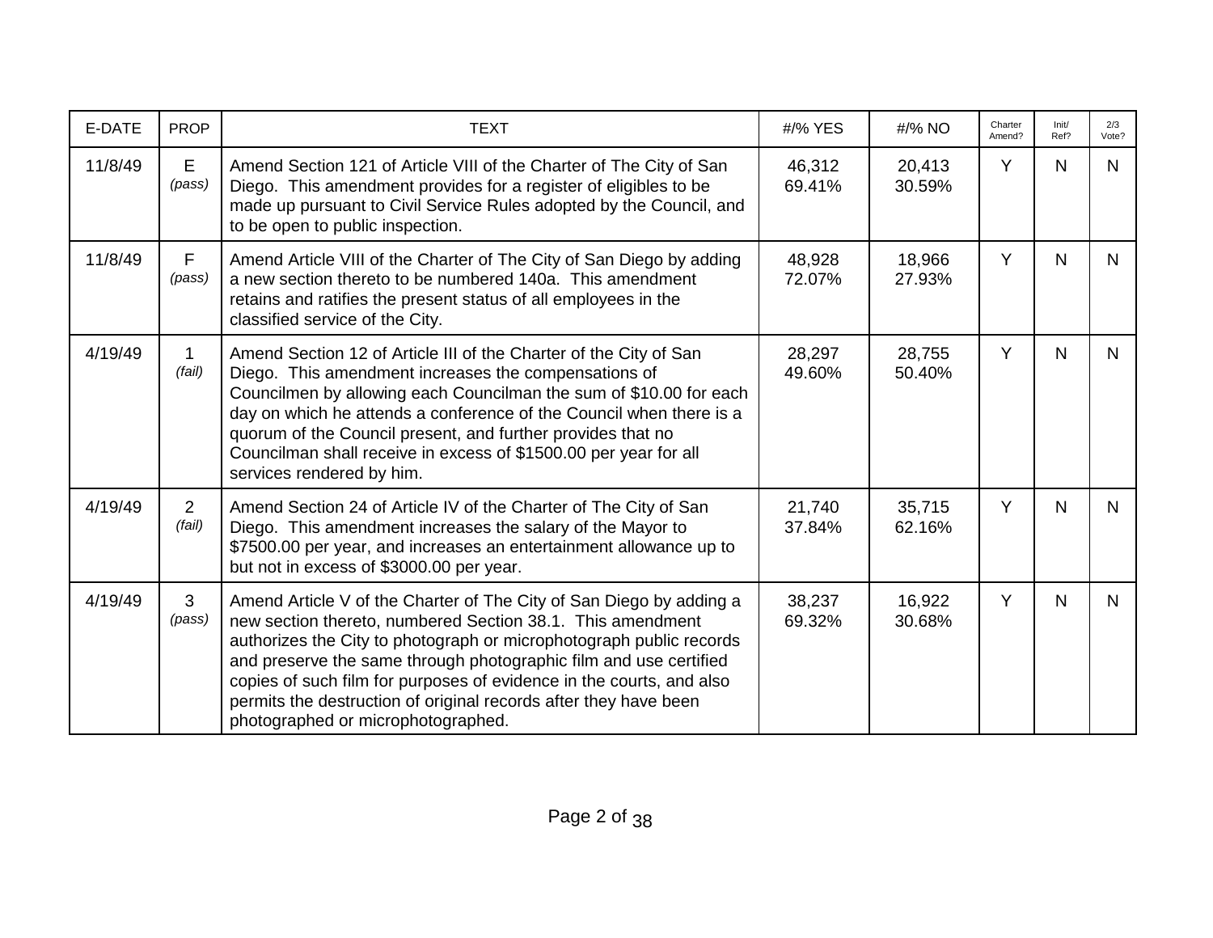| E-DATE | PROP | TEXT | #/% YES | #/% NO | Charter Amend? | Init/ Ref? | 2/3 Vote? |
|---|---|---|---|---|---|---|---|
| 11/8/49 | E *(pass)* | Amend Section 121 of Article VIII of the Charter of The City of San Diego. This amendment provides for a register of eligibles to be made up pursuant to Civil Service Rules adopted by the Council, and to be open to public inspection. | 46,312 69.41% | 20,413 30.59% | Y | N | N |
| 11/8/49 | F *(pass)* | Amend Article VIII of the Charter of The City of San Diego by adding a new section thereto to be numbered 140a. This amendment retains and ratifies the present status of all employees in the classified service of the City. | 48,928 72.07% | 18,966 27.93% | Y | N | N |
| 4/19/49 | 1 *(fail)* | Amend Section 12 of Article III of the Charter of the City of San Diego. This amendment increases the compensations of Councilmen by allowing each Councilman the sum of $10.00 for each day on which he attends a conference of the Council when there is a quorum of the Council present, and further provides that no Councilman shall receive in excess of $1500.00 per year for all services rendered by him. | 28,297 49.60% | 28,755 50.40% | Y | N | N |
| 4/19/49 | 2 *(fail)* | Amend Section 24 of Article IV of the Charter of The City of San Diego. This amendment increases the salary of the Mayor to $7500.00 per year, and increases an entertainment allowance up to but not in excess of $3000.00 per year. | 21,740 37.84% | 35,715 62.16% | Y | N | N |
| 4/19/49 | 3 *(pass)* | Amend Article V of the Charter of The City of San Diego by adding a new section thereto, numbered Section 38.1. This amendment authorizes the City to photograph or microphotograph public records and preserve the same through photographic film and use certified copies of such film for purposes of evidence in the courts, and also permits the destruction of original records after they have been photographed or microphotographed. | 38,237 69.32% | 16,922 30.68% | Y | N | N |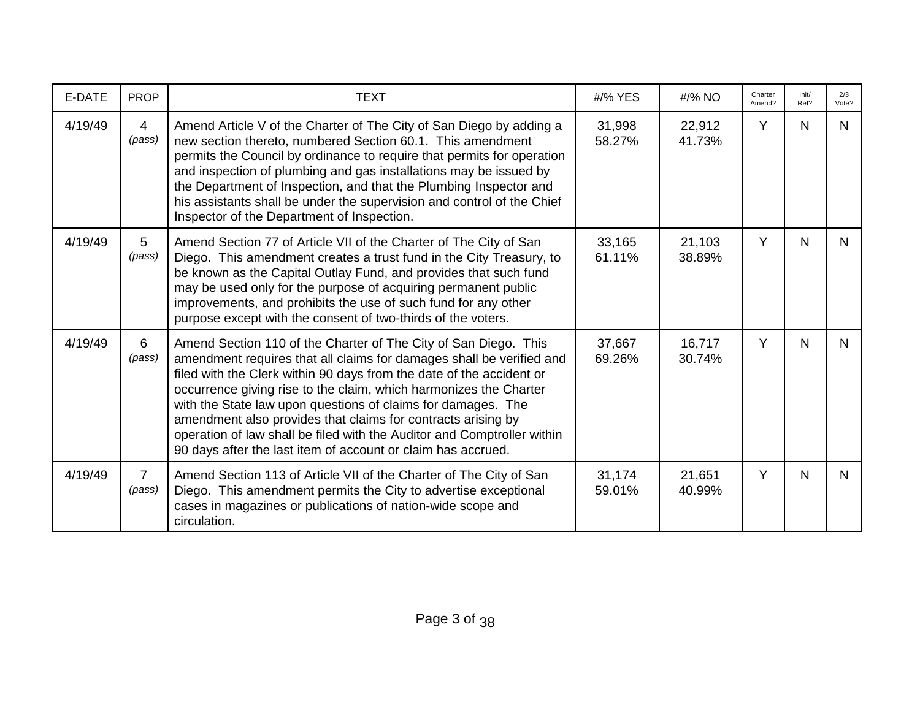| E-DATE | PROP | TEXT | #/% YES | #/% NO | Charter Amend? | Init/ Ref? | 2/3 Vote? |
|---|---|---|---|---|---|---|---|
| 4/19/49 | 4 *(pass)* | Amend Article V of the Charter of The City of San Diego by adding a new section thereto, numbered Section 60.1. This amendment permits the Council by ordinance to require that permits for operation and inspection of plumbing and gas installations may be issued by the Department of Inspection, and that the Plumbing Inspector and his assistants shall be under the supervision and control of the Chief Inspector of the Department of Inspection. | 31,998 58.27% | 22,912 41.73% | Y | N | N |
| 4/19/49 | 5 *(pass)* | Amend Section 77 of Article VII of the Charter of The City of San Diego. This amendment creates a trust fund in the City Treasury, to be known as the Capital Outlay Fund, and provides that such fund may be used only for the purpose of acquiring permanent public improvements, and prohibits the use of such fund for any other purpose except with the consent of two-thirds of the voters. | 33,165 61.11% | 21,103 38.89% | Y | N | N |
| 4/19/49 | 6 *(pass)* | Amend Section 110 of the Charter of The City of San Diego. This amendment requires that all claims for damages shall be verified and filed with the Clerk within 90 days from the date of the accident or occurrence giving rise to the claim, which harmonizes the Charter with the State law upon questions of claims for damages. The amendment also provides that claims for contracts arising by operation of law shall be filed with the Auditor and Comptroller within 90 days after the last item of account or claim has accrued. | 37,667 69.26% | 16,717 30.74% | Y | N | N |
| 4/19/49 | 7 *(pass)* | Amend Section 113 of Article VII of the Charter of The City of San Diego. This amendment permits the City to advertise exceptional cases in magazines or publications of nation-wide scope and circulation. | 31,174 59.01% | 21,651 40.99% | Y | N | N |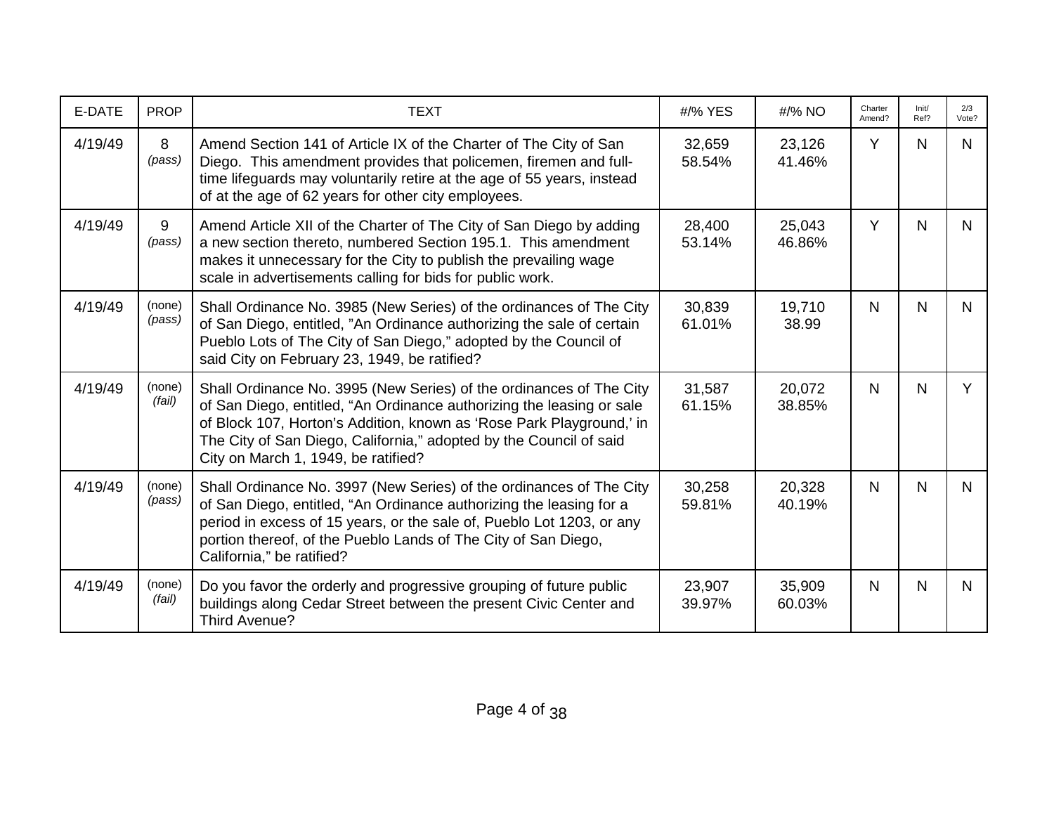| E-DATE | PROP | TEXT | #/% YES | #/% NO | Charter Amend? | Init/ Ref? | 2/3 Vote? |
|---|---|---|---|---|---|---|---|
| 4/19/49 | 8 *(pass)* | Amend Section 141 of Article IX of the Charter of The City of San Diego. This amendment provides that policemen, firemen and full-time lifeguards may voluntarily retire at the age of 55 years, instead of at the age of 62 years for other city employees. | 32,659 58.54% | 23,126 41.46% | Y | N | N |
| 4/19/49 | 9 *(pass)* | Amend Article XII of the Charter of The City of San Diego by adding a new section thereto, numbered Section 195.1. This amendment makes it unnecessary for the City to publish the prevailing wage scale in advertisements calling for bids for public work. | 28,400 53.14% | 25,043 46.86% | Y | N | N |
| 4/19/49 | (none) *(pass)* | Shall Ordinance No. 3985 (New Series) of the ordinances of The City of San Diego, entitled, "An Ordinance authorizing the sale of certain Pueblo Lots of The City of San Diego," adopted by the Council of said City on February 23, 1949, be ratified? | 30,839 61.01% | 19,710 38.99 | N | N | N |
| 4/19/49 | (none) *(fail)* | Shall Ordinance No. 3995 (New Series) of the ordinances of The City of San Diego, entitled, "An Ordinance authorizing the leasing or sale of Block 107, Horton's Addition, known as 'Rose Park Playground,' in The City of San Diego, California," adopted by the Council of said City on March 1, 1949, be ratified? | 31,587 61.15% | 20,072 38.85% | N | N | Y |
| 4/19/49 | (none) *(pass)* | Shall Ordinance No. 3997 (New Series) of the ordinances of The City of San Diego, entitled, "An Ordinance authorizing the leasing for a period in excess of 15 years, or the sale of, Pueblo Lot 1203, or any portion thereof, of the Pueblo Lands of The City of San Diego, California," be ratified? | 30,258 59.81% | 20,328 40.19% | N | N | N |
| 4/19/49 | (none) *(fail)* | Do you favor the orderly and progressive grouping of future public buildings along Cedar Street between the present Civic Center and Third Avenue? | 23,907 39.97% | 35,909 60.03% | N | N | N |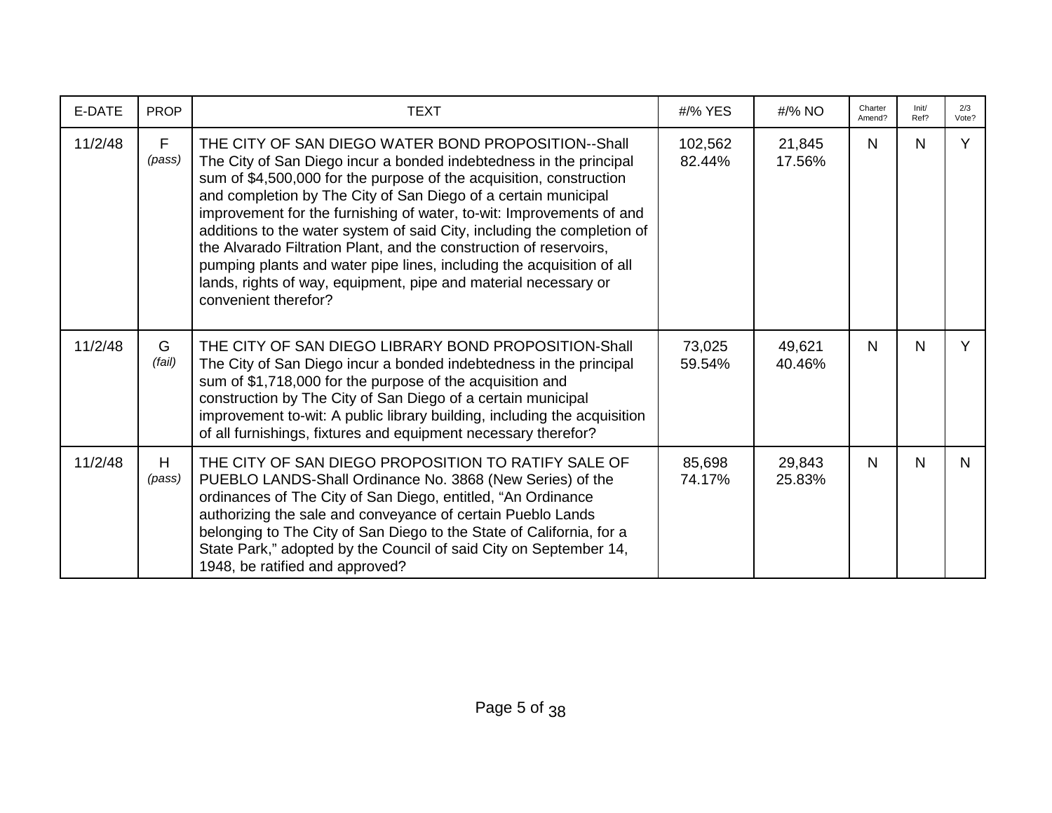| E-DATE | PROP | TEXT | #/% YES | #/% NO | Charter Amend? | Init/ Ref? | 2/3 Vote? |
|---|---|---|---|---|---|---|---|
| 11/2/48 | F *(pass)* | THE CITY OF SAN DIEGO WATER BOND PROPOSITION--Shall The City of San Diego incur a bonded indebtedness in the principal sum of $4,500,000 for the purpose of the acquisition, construction and completion by The City of San Diego of a certain municipal improvement for the furnishing of water, to-wit: Improvements of and additions to the water system of said City, including the completion of the Alvarado Filtration Plant, and the construction of reservoirs, pumping plants and water pipe lines, including the acquisition of all lands, rights of way, equipment, pipe and material necessary or convenient therefor? | 102,562 82.44% | 21,845 17.56% | N | N | Y |
| 11/2/48 | G *(fail)* | THE CITY OF SAN DIEGO LIBRARY BOND PROPOSITION-Shall The City of San Diego incur a bonded indebtedness in the principal sum of $1,718,000 for the purpose of the acquisition and construction by The City of San Diego of a certain municipal improvement to-wit: A public library building, including the acquisition of all furnishings, fixtures and equipment necessary therefor? | 73,025 59.54% | 49,621 40.46% | N | N | Y |
| 11/2/48 | H *(pass)* | THE CITY OF SAN DIEGO PROPOSITION TO RATIFY SALE OF PUEBLO LANDS-Shall Ordinance No. 3868 (New Series) of the ordinances of The City of San Diego, entitled, "An Ordinance authorizing the sale and conveyance of certain Pueblo Lands belonging to The City of San Diego to the State of California, for a State Park," adopted by the Council of said City on September 14, 1948, be ratified and approved? | 85,698 74.17% | 29,843 25.83% | N | N | N |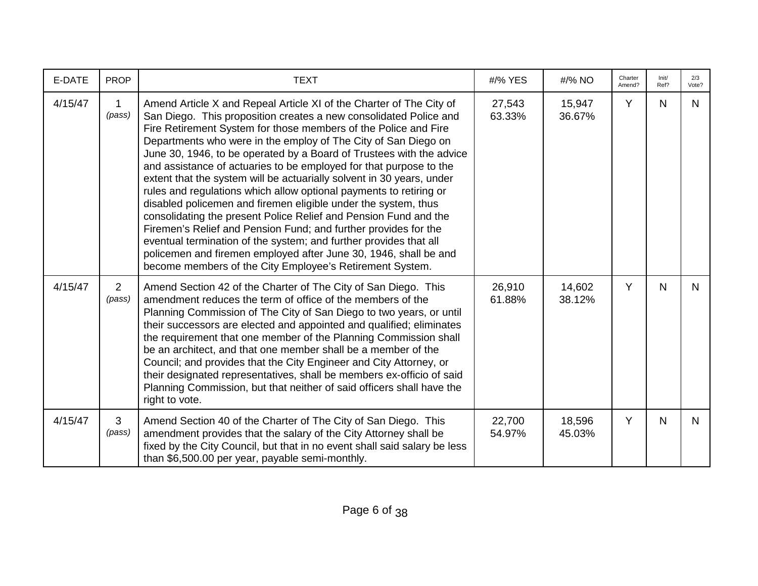| E-DATE | PROP | TEXT | #/% YES | #/% NO | Charter Amend? | Init/ Ref? | 2/3 Vote? |
|---|---|---|---|---|---|---|---|
| 4/15/47 | 1 *(pass)* | Amend Article X and Repeal Article XI of the Charter of The City of San Diego. This proposition creates a new consolidated Police and Fire Retirement System for those members of the Police and Fire Departments who were in the employ of The City of San Diego on June 30, 1946, to be operated by a Board of Trustees with the advice and assistance of actuaries to be employed for that purpose to the extent that the system will be actuarially solvent in 30 years, under rules and regulations which allow optional payments to retiring or disabled policemen and firemen eligible under the system, thus consolidating the present Police Relief and Pension Fund and the Firemen's Relief and Pension Fund; and further provides for the eventual termination of the system; and further provides that all policemen and firemen employed after June 30, 1946, shall be and become members of the City Employee's Retirement System. | 27,543 63.33% | 15,947 36.67% | Y | N | N |
| 4/15/47 | 2 *(pass)* | Amend Section 42 of the Charter of The City of San Diego. This amendment reduces the term of office of the members of the Planning Commission of The City of San Diego to two years, or until their successors are elected and appointed and qualified; eliminates the requirement that one member of the Planning Commission shall be an architect, and that one member shall be a member of the Council; and provides that the City Engineer and City Attorney, or their designated representatives, shall be members ex-officio of said Planning Commission, but that neither of said officers shall have the right to vote. | 26,910 61.88% | 14,602 38.12% | Y | N | N |
| 4/15/47 | 3 *(pass)* | Amend Section 40 of the Charter of The City of San Diego. This amendment provides that the salary of the City Attorney shall be fixed by the City Council, but that in no event shall said salary be less than $6,500.00 per year, payable semi-monthly. | 22,700 54.97% | 18,596 45.03% | Y | N | N |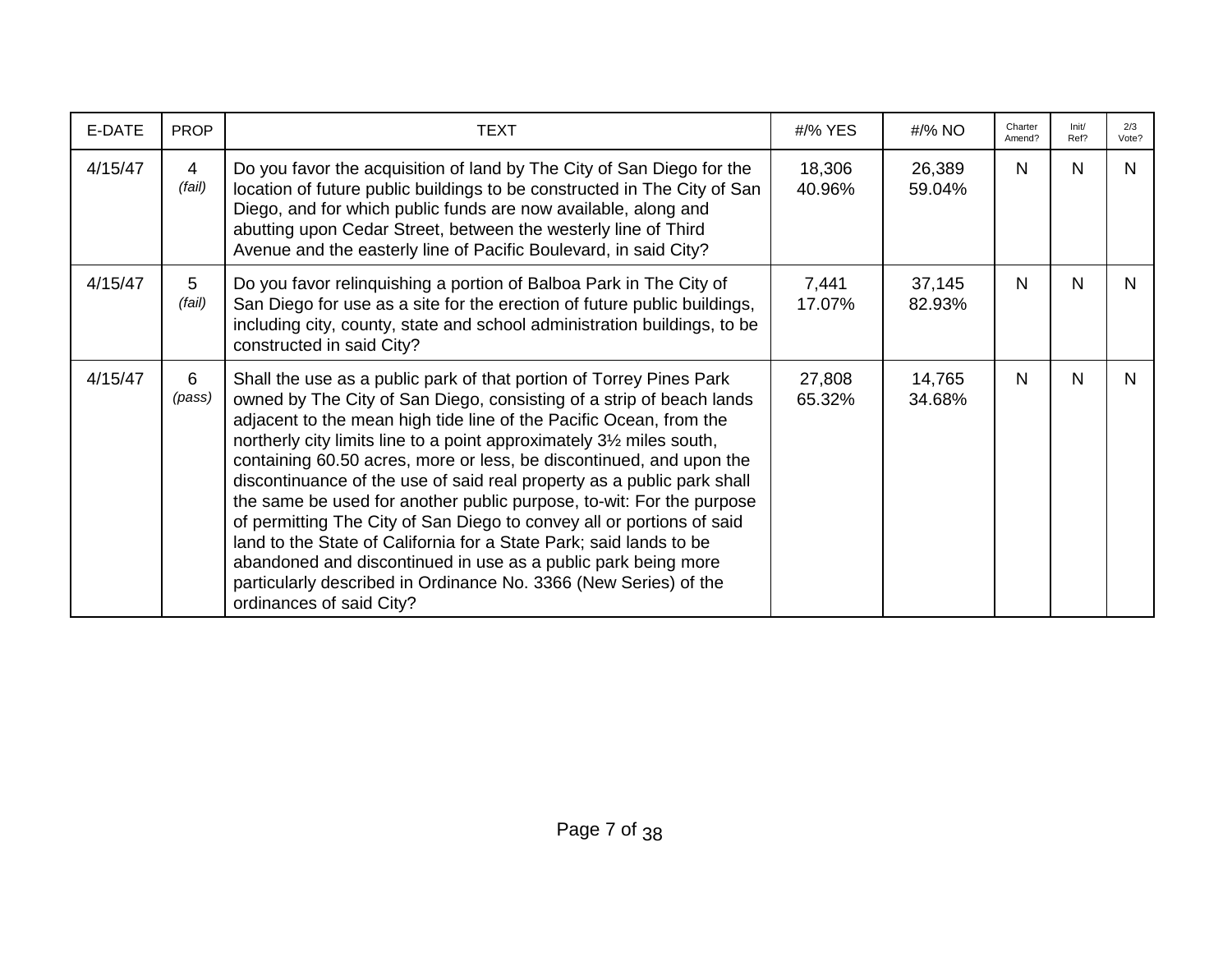| E-DATE | PROP | TEXT | #/% YES | #/% NO | Charter Amend? | Init/ Ref? | 2/3 Vote? |
|---|---|---|---|---|---|---|---|
| 4/15/47 | 4 *(fail)* | Do you favor the acquisition of land by The City of San Diego for the location of future public buildings to be constructed in The City of San Diego, and for which public funds are now available, along and abutting upon Cedar Street, between the westerly line of Third Avenue and the easterly line of Pacific Boulevard, in said City? | 18,306 40.96% | 26,389 59.04% | N | N | N |
| 4/15/47 | 5 *(fail)* | Do you favor relinquishing a portion of Balboa Park in The City of San Diego for use as a site for the erection of future public buildings, including city, county, state and school administration buildings, to be constructed in said City? | 7,441 17.07% | 37,145 82.93% | N | N | N |
| 4/15/47 | 6 *(pass)* | Shall the use as a public park of that portion of Torrey Pines Park owned by The City of San Diego, consisting of a strip of beach lands adjacent to the mean high tide line of the Pacific Ocean, from the northerly city limits line to a point approximately 3½ miles south, containing 60.50 acres, more or less, be discontinued, and upon the discontinuance of the use of said real property as a public park shall the same be used for another public purpose, to-wit: For the purpose of permitting The City of San Diego to convey all or portions of said land to the State of California for a State Park; said lands to be abandoned and discontinued in use as a public park being more particularly described in Ordinance No. 3366 (New Series) of the ordinances of said City? | 27,808 65.32% | 14,765 34.68% | N | N | N |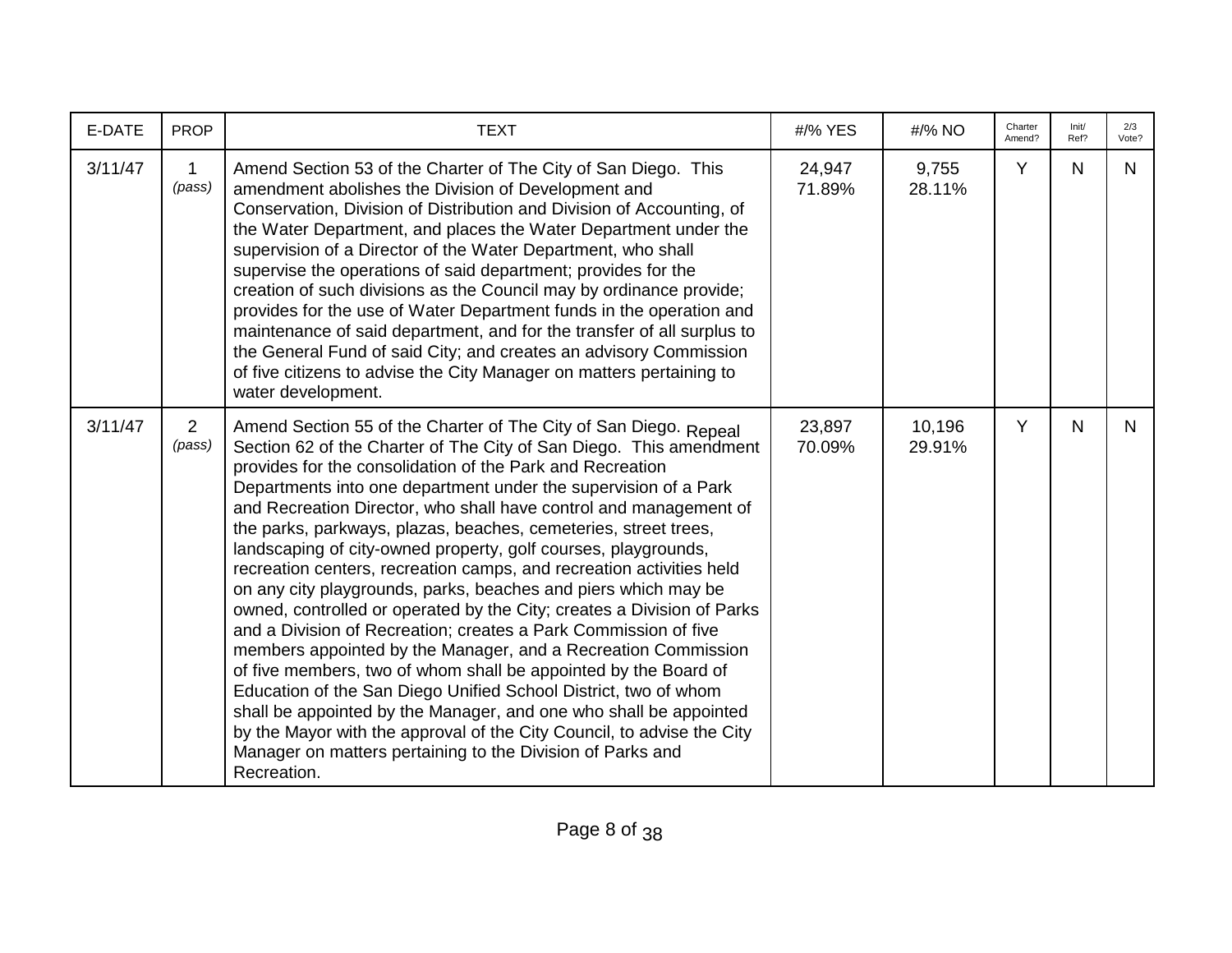| E-DATE | PROP | TEXT | #/% YES | #/% NO | Charter Amend? | Init/ Ref? | 2/3 Vote? |
|---|---|---|---|---|---|---|---|
| 3/11/47 | 1 *(pass)* | Amend Section 53 of the Charter of The City of San Diego. This amendment abolishes the Division of Development and Conservation, Division of Distribution and Division of Accounting, of the Water Department, and places the Water Department under the supervision of a Director of the Water Department, who shall supervise the operations of said department; provides for the creation of such divisions as the Council may by ordinance provide; provides for the use of Water Department funds in the operation and maintenance of said department, and for the transfer of all surplus to the General Fund of said City; and creates an advisory Commission of five citizens to advise the City Manager on matters pertaining to water development. | 24,947 71.89% | 9,755 28.11% | Y | N | N |
| 3/11/47 | 2 *(pass)* | Amend Section 55 of the Charter of The City of San Diego. Repeal Section 62 of the Charter of The City of San Diego. This amendment provides for the consolidation of the Park and Recreation Departments into one department under the supervision of a Park and Recreation Director, who shall have control and management of the parks, parkways, plazas, beaches, cemeteries, street trees, landscaping of city-owned property, golf courses, playgrounds, recreation centers, recreation camps, and recreation activities held on any city playgrounds, parks, beaches and piers which may be owned, controlled or operated by the City; creates a Division of Parks and a Division of Recreation; creates a Park Commission of five members appointed by the Manager, and a Recreation Commission of five members, two of whom shall be appointed by the Board of Education of the San Diego Unified School District, two of whom shall be appointed by the Manager, and one who shall be appointed by the Mayor with the approval of the City Council, to advise the City Manager on matters pertaining to the Division of Parks and Recreation. | 23,897 70.09% | 10,196 29.91% | Y | N | N |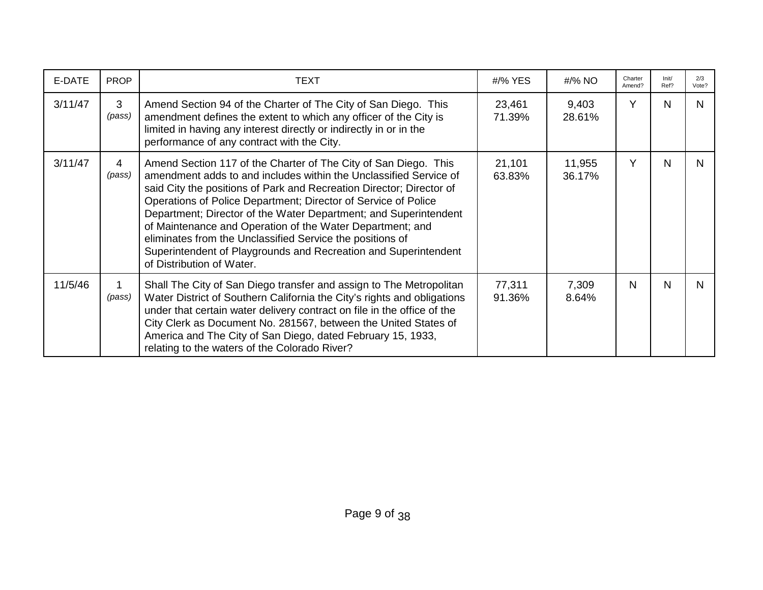| E-DATE | PROP | TEXT | #/% YES | #/% NO | Charter Amend? | Init/ Ref? | 2/3 Vote? |
|---|---|---|---|---|---|---|---|
| 3/11/47 | 3 *(pass)* | Amend Section 94 of the Charter of The City of San Diego. This amendment defines the extent to which any officer of the City is limited in having any interest directly or indirectly in or in the performance of any contract with the City. | 23,461 71.39% | 9,403 28.61% | Y | N | N |
| 3/11/47 | 4 *(pass)* | Amend Section 117 of the Charter of The City of San Diego. This amendment adds to and includes within the Unclassified Service of said City the positions of Park and Recreation Director; Director of Operations of Police Department; Director of Service of Police Department; Director of the Water Department; and Superintendent of Maintenance and Operation of the Water Department; and eliminates from the Unclassified Service the positions of Superintendent of Playgrounds and Recreation and Superintendent of Distribution of Water. | 21,101 63.83% | 11,955 36.17% | Y | N | N |
| 11/5/46 | 1 *(pass)* | Shall The City of San Diego transfer and assign to The Metropolitan Water District of Southern California the City's rights and obligations under that certain water delivery contract on file in the office of the City Clerk as Document No. 281567, between the United States of America and The City of San Diego, dated February 15, 1933, relating to the waters of the Colorado River? | 77,311 91.36% | 7,309 8.64% | N | N | N |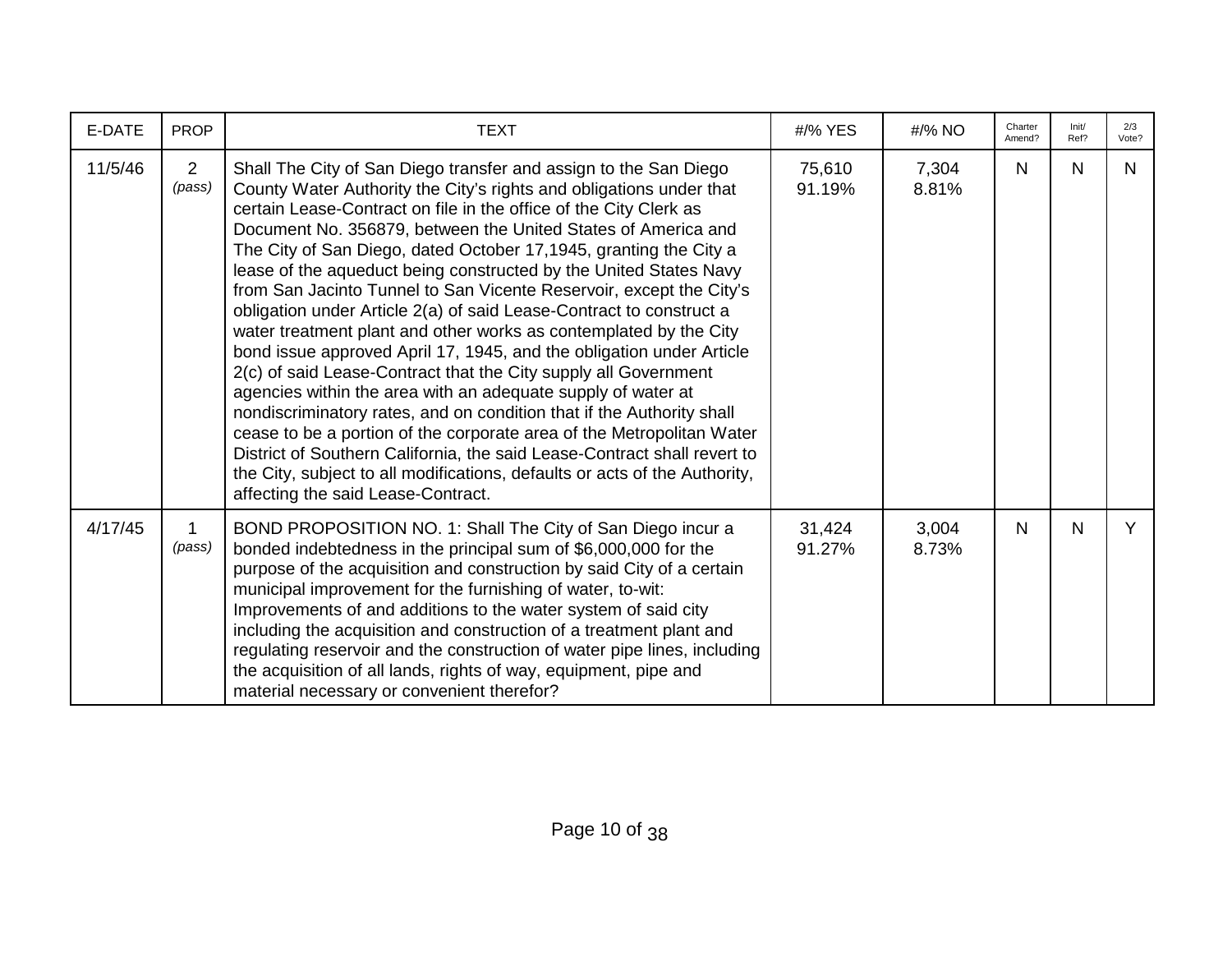| E-DATE | PROP | TEXT | #/% YES | #/% NO | Charter Amend? | Init/ Ref? | 2/3 Vote? |
|---|---|---|---|---|---|---|---|
| 11/5/46 | 2 *(pass)* | Shall The City of San Diego transfer and assign to the San Diego County Water Authority the City's rights and obligations under that certain Lease-Contract on file in the office of the City Clerk as Document No. 356879, between the United States of America and The City of San Diego, dated October 17,1945, granting the City a lease of the aqueduct being constructed by the United States Navy from San Jacinto Tunnel to San Vicente Reservoir, except the City's obligation under Article 2(a) of said Lease-Contract to construct a water treatment plant and other works as contemplated by the City bond issue approved April 17, 1945, and the obligation under Article 2(c) of said Lease-Contract that the City supply all Government agencies within the area with an adequate supply of water at nondiscriminatory rates, and on condition that if the Authority shall cease to be a portion of the corporate area of the Metropolitan Water District of Southern California, the said Lease-Contract shall revert to the City, subject to all modifications, defaults or acts of the Authority, affecting the said Lease-Contract. | 75,610 91.19% | 7,304 8.81% | N | N | N |
| 4/17/45 | 1 *(pass)* | BOND PROPOSITION NO. 1: Shall The City of San Diego incur a bonded indebtedness in the principal sum of $6,000,000 for the purpose of the acquisition and construction by said City of a certain municipal improvement for the furnishing of water, to-wit: Improvements of and additions to the water system of said city including the acquisition and construction of a treatment plant and regulating reservoir and the construction of water pipe lines, including the acquisition of all lands, rights of way, equipment, pipe and material necessary or convenient therefor? | 31,424 91.27% | 3,004 8.73% | N | N | Y |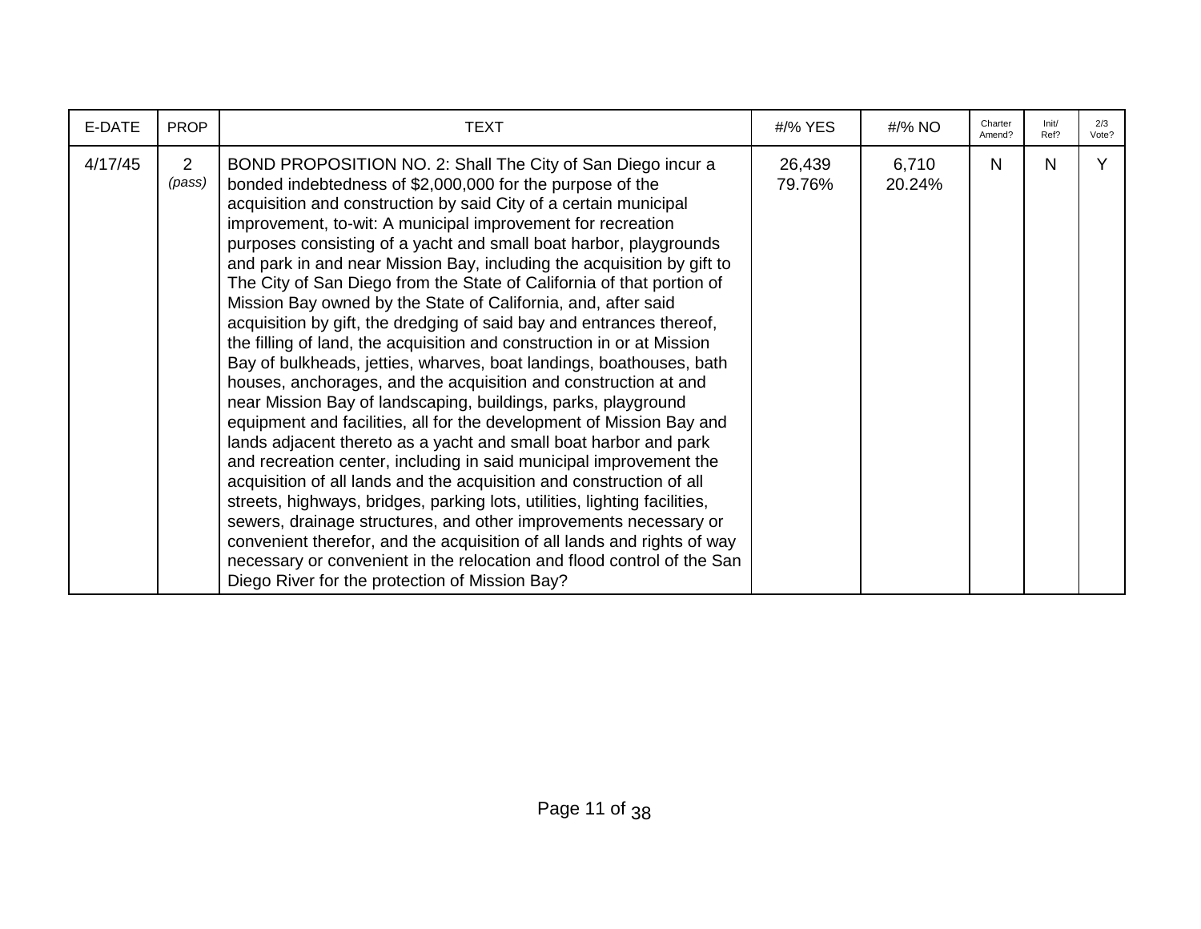| E-DATE | PROP | TEXT | #/% YES | #/% NO | Charter Amend? | Init/ Ref? | 2/3 Vote? |
| --- | --- | --- | --- | --- | --- | --- | --- |
| 4/17/45 | 2 *(pass)* | BOND PROPOSITION NO. 2: Shall The City of San Diego incur a bonded indebtedness of $2,000,000 for the purpose of the acquisition and construction by said City of a certain municipal improvement, to-wit: A municipal improvement for recreation purposes consisting of a yacht and small boat harbor, playgrounds and park in and near Mission Bay, including the acquisition by gift to The City of San Diego from the State of California of that portion of Mission Bay owned by the State of California, and, after said acquisition by gift, the dredging of said bay and entrances thereof, the filling of land, the acquisition and construction in or at Mission Bay of bulkheads, jetties, wharves, boat landings, boathouses, bath houses, anchorages, and the acquisition and construction at and near Mission Bay of landscaping, buildings, parks, playground equipment and facilities, all for the development of Mission Bay and lands adjacent thereto as a yacht and small boat harbor and park and recreation center, including in said municipal improvement the acquisition of all lands and the acquisition and construction of all streets, highways, bridges, parking lots, utilities, lighting facilities, sewers, drainage structures, and other improvements necessary or convenient therefor, and the acquisition of all lands and rights of way necessary or convenient in the relocation and flood control of the San Diego River for the protection of Mission Bay? | 26,439 79.76% | 6,710 20.24% | N | N | Y |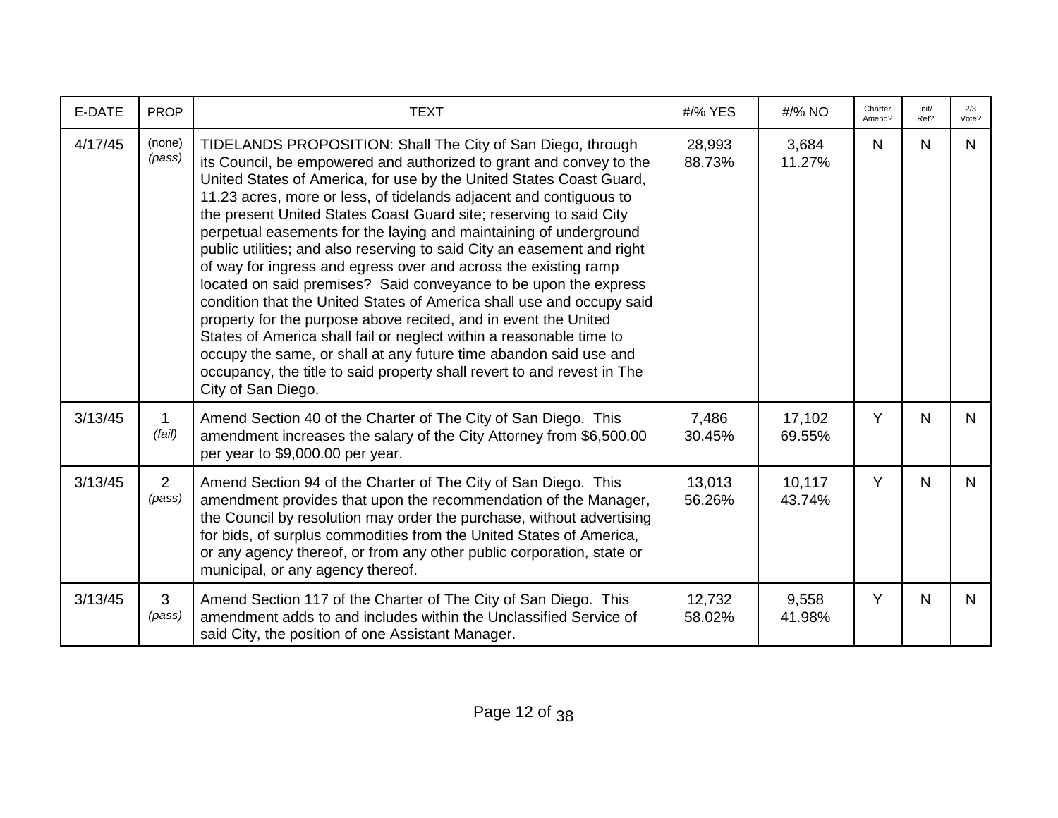| E-DATE | PROP | TEXT | #/% YES | #/% NO | Charter Amend? | Init/ Ref? | 2/3 Vote? |
|---|---|---|---|---|---|---|---|
| 4/17/45 | (none) *(pass)* | TIDELANDS PROPOSITION: Shall The City of San Diego, through its Council, be empowered and authorized to grant and convey to the United States of America, for use by the United States Coast Guard, 11.23 acres, more or less, of tidelands adjacent and contiguous to the present United States Coast Guard site; reserving to said City perpetual easements for the laying and maintaining of underground public utilities; and also reserving to said City an easement and right of way for ingress and egress over and across the existing ramp located on said premises? Said conveyance to be upon the express condition that the United States of America shall use and occupy said property for the purpose above recited, and in event the United States of America shall fail or neglect within a reasonable time to occupy the same, or shall at any future time abandon said use and occupancy, the title to said property shall revert to and revest in The City of San Diego. | 28,993 88.73% | 3,684 11.27% | N | N | N |
| 3/13/45 | 1 *(fail)* | Amend Section 40 of the Charter of The City of San Diego. This amendment increases the salary of the City Attorney from $6,500.00 per year to $9,000.00 per year. | 7,486 30.45% | 17,102 69.55% | Y | N | N |
| 3/13/45 | 2 *(pass)* | Amend Section 94 of the Charter of The City of San Diego. This amendment provides that upon the recommendation of the Manager, the Council by resolution may order the purchase, without advertising for bids, of surplus commodities from the United States of America, or any agency thereof, or from any other public corporation, state or municipal, or any agency thereof. | 13,013 56.26% | 10,117 43.74% | Y | N | N |
| 3/13/45 | 3 *(pass)* | Amend Section 117 of the Charter of The City of San Diego. This amendment adds to and includes within the Unclassified Service of said City, the position of one Assistant Manager. | 12,732 58.02% | 9,558 41.98% | Y | N | N |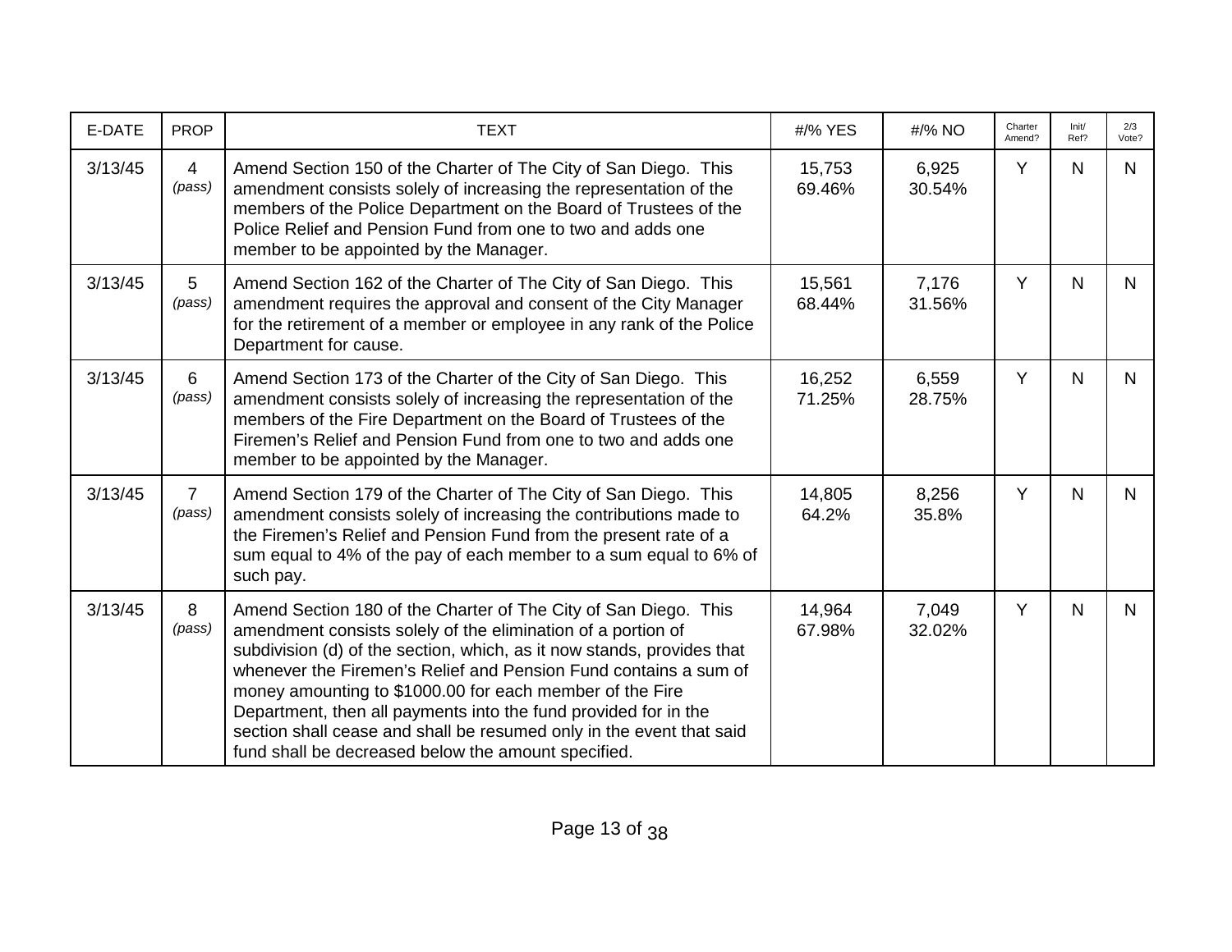| E-DATE | PROP | TEXT | #/% YES | #/% NO | Charter Amend? | Init/ Ref? | 2/3 Vote? |
|---|---|---|---|---|---|---|---|
| 3/13/45 | 4 *(pass)* | Amend Section 150 of the Charter of The City of San Diego. This amendment consists solely of increasing the representation of the members of the Police Department on the Board of Trustees of the Police Relief and Pension Fund from one to two and adds one member to be appointed by the Manager. | 15,753 69.46% | 6,925 30.54% | Y | N | N |
| 3/13/45 | 5 *(pass)* | Amend Section 162 of the Charter of The City of San Diego. This amendment requires the approval and consent of the City Manager for the retirement of a member or employee in any rank of the Police Department for cause. | 15,561 68.44% | 7,176 31.56% | Y | N | N |
| 3/13/45 | 6 *(pass)* | Amend Section 173 of the Charter of the City of San Diego. This amendment consists solely of increasing the representation of the members of the Fire Department on the Board of Trustees of the Firemen's Relief and Pension Fund from one to two and adds one member to be appointed by the Manager. | 16,252 71.25% | 6,559 28.75% | Y | N | N |
| 3/13/45 | 7 *(pass)* | Amend Section 179 of the Charter of The City of San Diego. This amendment consists solely of increasing the contributions made to the Firemen's Relief and Pension Fund from the present rate of a sum equal to 4% of the pay of each member to a sum equal to 6% of such pay. | 14,805 64.2% | 8,256 35.8% | Y | N | N |
| 3/13/45 | 8 *(pass)* | Amend Section 180 of the Charter of The City of San Diego. This amendment consists solely of the elimination of a portion of subdivision (d) of the section, which, as it now stands, provides that whenever the Firemen's Relief and Pension Fund contains a sum of money amounting to $1000.00 for each member of the Fire Department, then all payments into the fund provided for in the section shall cease and shall be resumed only in the event that said fund shall be decreased below the amount specified. | 14,964 67.98% | 7,049 32.02% | Y | N | N |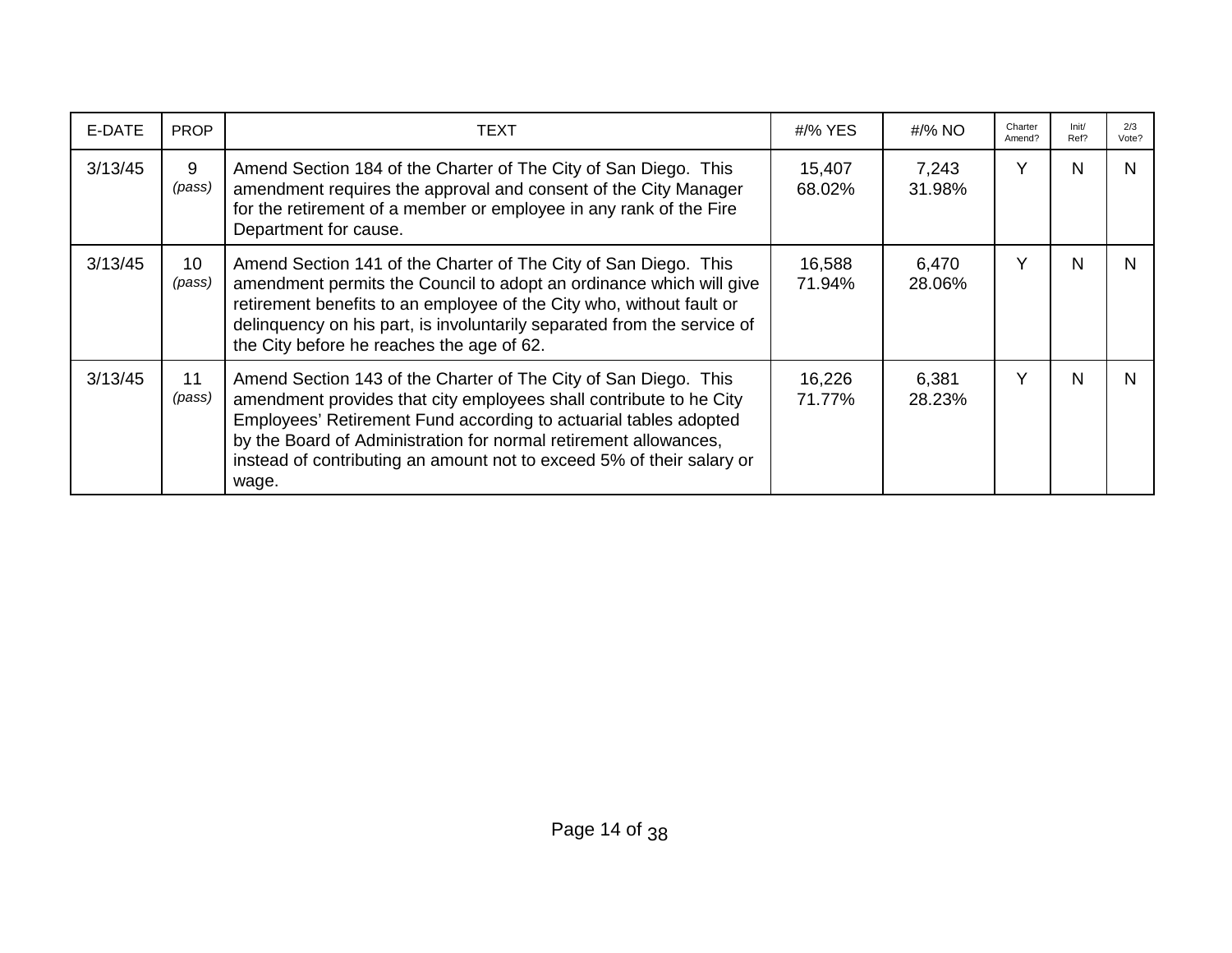| E-DATE | PROP | TEXT | #/% YES | #/% NO | Charter Amend? | Init/ Ref? | 2/3 Vote? |
|---|---|---|---|---|---|---|---|
| 3/13/45 | 9 *(pass)* | Amend Section 184 of the Charter of The City of San Diego. This amendment requires the approval and consent of the City Manager for the retirement of a member or employee in any rank of the Fire Department for cause. | 15,407 68.02% | 7,243 31.98% | Y | N | N |
| 3/13/45 | 10 *(pass)* | Amend Section 141 of the Charter of The City of San Diego. This amendment permits the Council to adopt an ordinance which will give retirement benefits to an employee of the City who, without fault or delinquency on his part, is involuntarily separated from the service of the City before he reaches the age of 62. | 16,588 71.94% | 6,470 28.06% | Y | N | N |
| 3/13/45 | 11 *(pass)* | Amend Section 143 of the Charter of The City of San Diego. This amendment provides that city employees shall contribute to he City Employees' Retirement Fund according to actuarial tables adopted by the Board of Administration for normal retirement allowances, instead of contributing an amount not to exceed 5% of their salary or wage. | 16,226 71.77% | 6,381 28.23% | Y | N | N |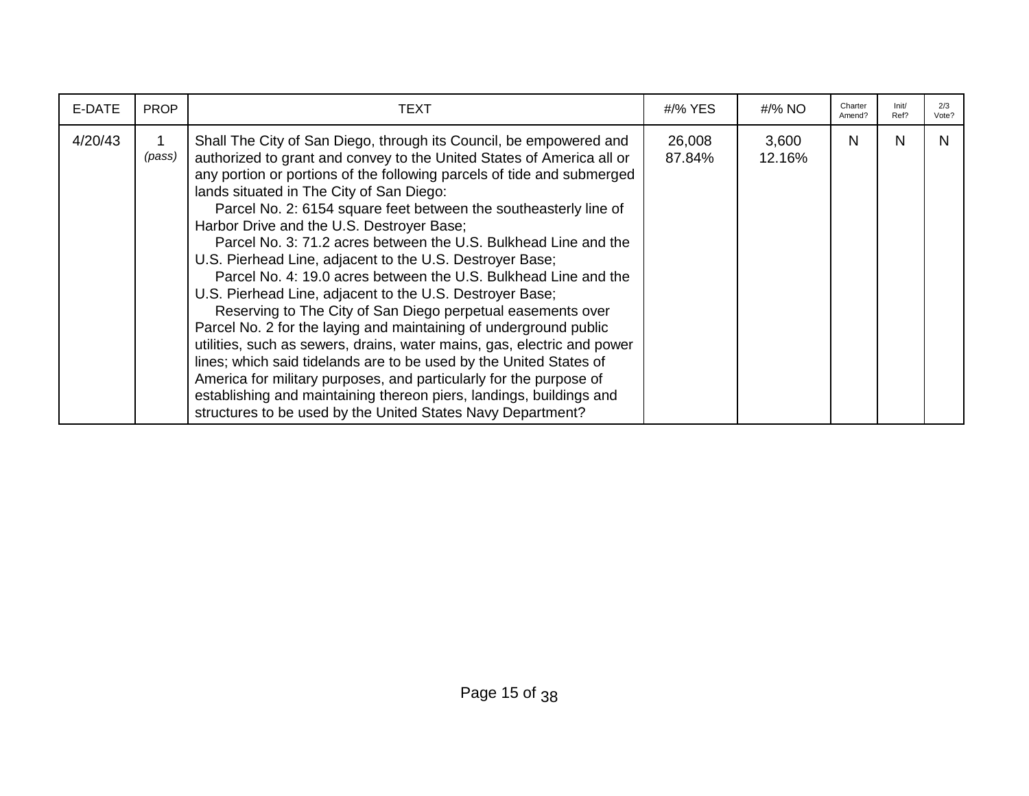| E-DATE | PROP | TEXT | #/% YES | #/% NO | Charter Amend? | Init/ Ref? | 2/3 Vote? |
|---|---|---|---|---|---|---|---|
| 4/20/43 | 1 *(pass)* | Shall The City of San Diego, through its Council, be empowered and authorized to grant and convey to the United States of America all or any portion or portions of the following parcels of tide and submerged lands situated in The City of San Diego:<br>Parcel No. 2: 6154 square feet between the southeasterly line of Harbor Drive and the U.S. Destroyer Base;<br>Parcel No. 3: 71.2 acres between the U.S. Bulkhead Line and the U.S. Pierhead Line, adjacent to the U.S. Destroyer Base;<br>Parcel No. 4: 19.0 acres between the U.S. Bulkhead Line and the U.S. Pierhead Line, adjacent to the U.S. Destroyer Base;<br>Reserving to The City of San Diego perpetual easements over Parcel No. 2 for the laying and maintaining of underground public utilities, such as sewers, drains, water mains, gas, electric and power lines; which said tidelands are to be used by the United States of America for military purposes, and particularly for the purpose of establishing and maintaining thereon piers, landings, buildings and structures to be used by the United States Navy Department? | 26,008 87.84% | 3,600 12.16% | N | N | N |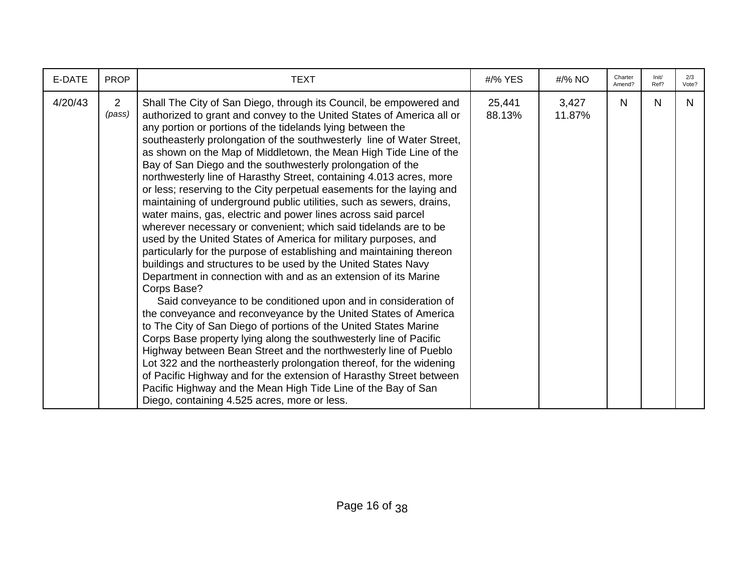| E-DATE | PROP | TEXT | #/% YES | #/% NO | Charter Amend? | Init/ Ref? | 2/3 Vote? |
|---|---|---|---|---|---|---|---|
| 4/20/43 | 2 *(pass)* | Shall The City of San Diego, through its Council, be empowered and authorized to grant and convey to the United States of America all or any portion or portions of the tidelands lying between the southeasterly prolongation of the southwesterly line of Water Street, as shown on the Map of Middletown, the Mean High Tide Line of the Bay of San Diego and the southwesterly prolongation of the northwesterly line of Harasthy Street, containing 4.013 acres, more or less; reserving to the City perpetual easements for the laying and maintaining of underground public utilities, such as sewers, drains, water mains, gas, electric and power lines across said parcel wherever necessary or convenient; which said tidelands are to be used by the United States of America for military purposes, and particularly for the purpose of establishing and maintaining thereon buildings and structures to be used by the United States Navy Department in connection with and as an extension of its Marine Corps Base?<br>Said conveyance to be conditioned upon and in consideration of the conveyance and reconveyance by the United States of America to The City of San Diego of portions of the United States Marine Corps Base property lying along the southwesterly line of Pacific Highway between Bean Street and the northwesterly line of Pueblo Lot 322 and the northeasterly prolongation thereof, for the widening of Pacific Highway and for the extension of Harasthy Street between Pacific Highway and the Mean High Tide Line of the Bay of San Diego, containing 4.525 acres, more or less. | 25,441 88.13% | 3,427 11.87% | N | N | N |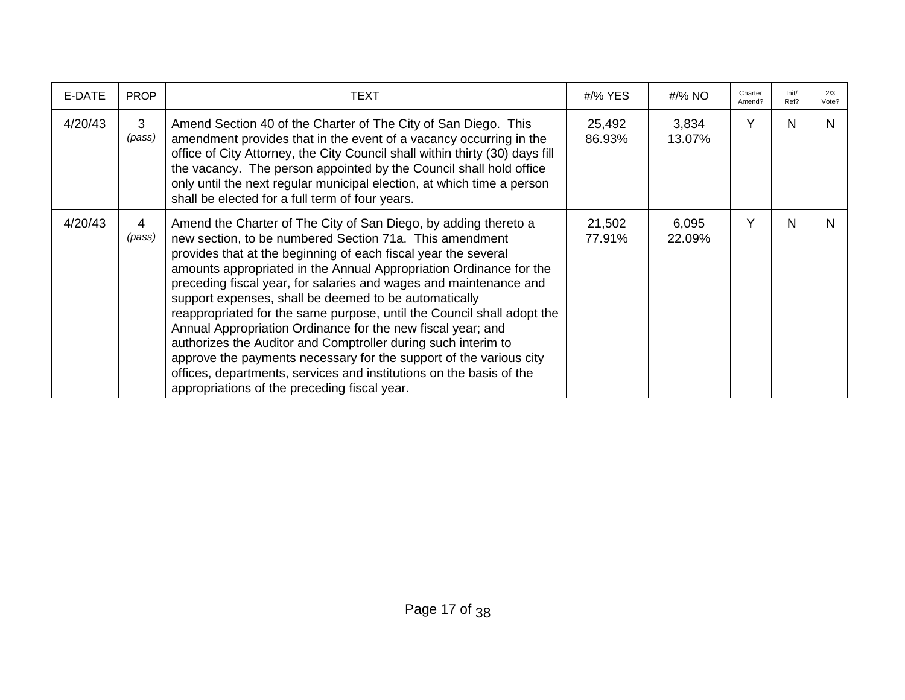| E-DATE | PROP | TEXT | #/% YES | #/% NO | Charter Amend? | Init/ Ref? | 2/3 Vote? |
|---|---|---|---|---|---|---|---|
| 4/20/43 | 3 *(pass)* | Amend Section 40 of the Charter of The City of San Diego. This amendment provides that in the event of a vacancy occurring in the office of City Attorney, the City Council shall within thirty (30) days fill the vacancy. The person appointed by the Council shall hold office only until the next regular municipal election, at which time a person shall be elected for a full term of four years. | 25,492 86.93% | 3,834 13.07% | Y | N | N |
| 4/20/43 | 4 *(pass)* | Amend the Charter of The City of San Diego, by adding thereto a new section, to be numbered Section 71a. This amendment provides that at the beginning of each fiscal year the several amounts appropriated in the Annual Appropriation Ordinance for the preceding fiscal year, for salaries and wages and maintenance and support expenses, shall be deemed to be automatically reappropriated for the same purpose, until the Council shall adopt the Annual Appropriation Ordinance for the new fiscal year; and authorizes the Auditor and Comptroller during such interim to approve the payments necessary for the support of the various city offices, departments, services and institutions on the basis of the appropriations of the preceding fiscal year. | 21,502 77.91% | 6,095 22.09% | Y | N | N |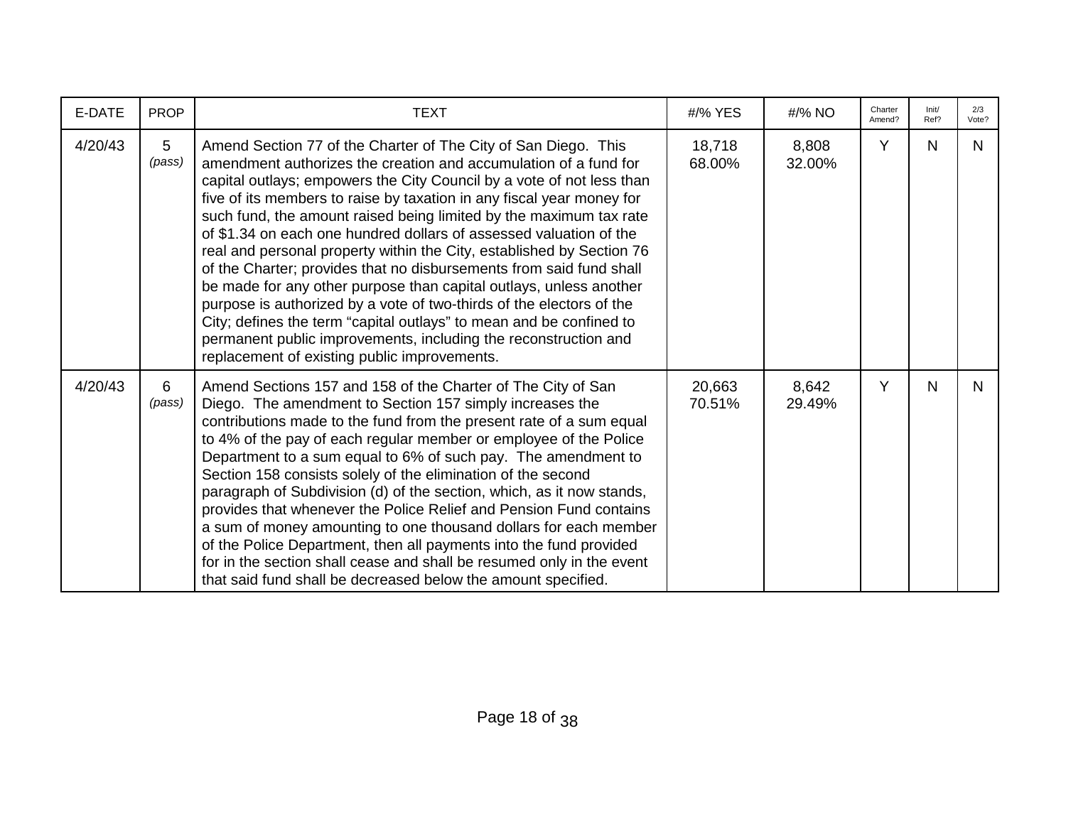| E-DATE | PROP | TEXT | #/% YES | #/% NO | Charter Amend? | Init/ Ref? | 2/3 Vote? |
|---|---|---|---|---|---|---|---|
| 4/20/43 | 5 *(pass)* | Amend Section 77 of the Charter of The City of San Diego. This amendment authorizes the creation and accumulation of a fund for capital outlays; empowers the City Council by a vote of not less than five of its members to raise by taxation in any fiscal year money for such fund, the amount raised being limited by the maximum tax rate of $1.34 on each one hundred dollars of assessed valuation of the real and personal property within the City, established by Section 76 of the Charter; provides that no disbursements from said fund shall be made for any other purpose than capital outlays, unless another purpose is authorized by a vote of two-thirds of the electors of the City; defines the term "capital outlays" to mean and be confined to permanent public improvements, including the reconstruction and replacement of existing public improvements. | 18,718 68.00% | 8,808 32.00% | Y | N | N |
| 4/20/43 | 6 *(pass)* | Amend Sections 157 and 158 of the Charter of The City of San Diego. The amendment to Section 157 simply increases the contributions made to the fund from the present rate of a sum equal to 4% of the pay of each regular member or employee of the Police Department to a sum equal to 6% of such pay. The amendment to Section 158 consists solely of the elimination of the second paragraph of Subdivision (d) of the section, which, as it now stands, provides that whenever the Police Relief and Pension Fund contains a sum of money amounting to one thousand dollars for each member of the Police Department, then all payments into the fund provided for in the section shall cease and shall be resumed only in the event that said fund shall be decreased below the amount specified. | 20,663 70.51% | 8,642 29.49% | Y | N | N |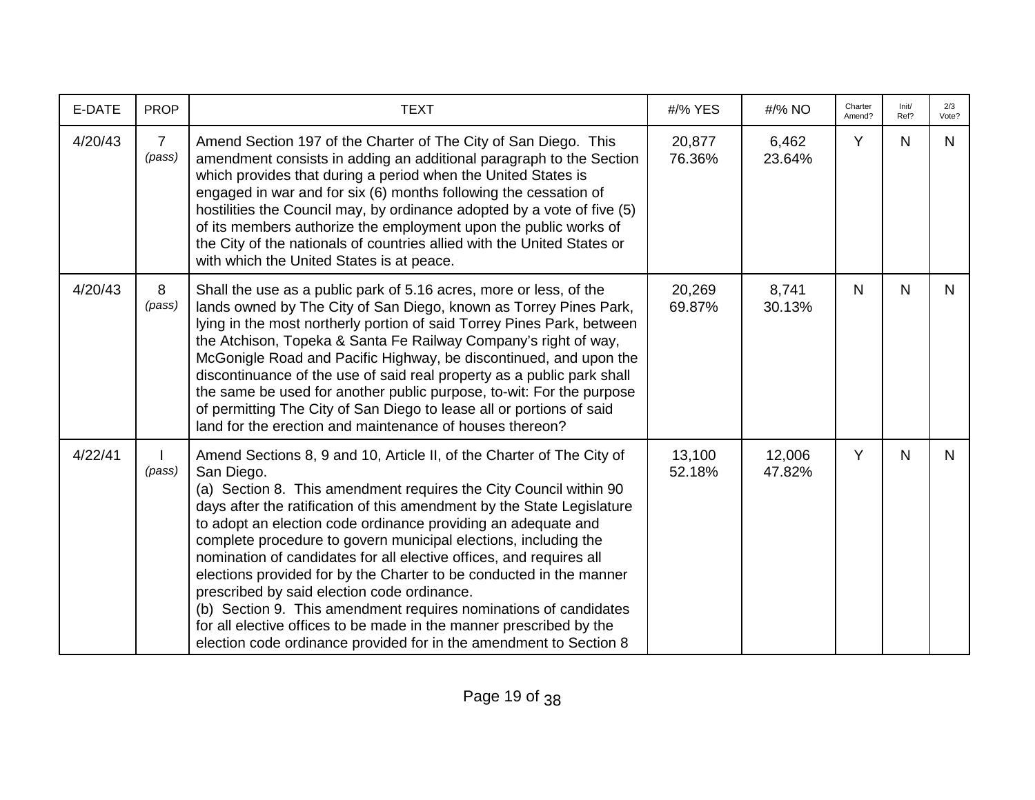| E-DATE | PROP | TEXT | #/% YES | #/% NO | Charter Amend? | Init/ Ref? | 2/3 Vote? |
|---|---|---|---|---|---|---|---|
| 4/20/43 | 7 *(pass)* | Amend Section 197 of the Charter of The City of San Diego. This amendment consists in adding an additional paragraph to the Section which provides that during a period when the United States is engaged in war and for six (6) months following the cessation of hostilities the Council may, by ordinance adopted by a vote of five (5) of its members authorize the employment upon the public works of the City of the nationals of countries allied with the United States or with which the United States is at peace. | 20,877 76.36% | 6,462 23.64% | Y | N | N |
| 4/20/43 | 8 *(pass)* | Shall the use as a public park of 5.16 acres, more or less, of the lands owned by The City of San Diego, known as Torrey Pines Park, lying in the most northerly portion of said Torrey Pines Park, between the Atchison, Topeka & Santa Fe Railway Company's right of way, McGonigle Road and Pacific Highway, be discontinued, and upon the discontinuance of the use of said real property as a public park shall the same be used for another public purpose, to-wit: For the purpose of permitting The City of San Diego to lease all or portions of said land for the erection and maintenance of houses thereon? | 20,269 69.87% | 8,741 30.13% | N | N | N |
| 4/22/41 | I *(pass)* | Amend Sections 8, 9 and 10, Article II, of the Charter of The City of San Diego.<br>(a) Section 8. This amendment requires the City Council within 90 days after the ratification of this amendment by the State Legislature to adopt an election code ordinance providing an adequate and complete procedure to govern municipal elections, including the nomination of candidates for all elective offices, and requires all elections provided for by the Charter to be conducted in the manner prescribed by said election code ordinance.<br>(b) Section 9. This amendment requires nominations of candidates for all elective offices to be made in the manner prescribed by the election code ordinance provided for in the amendment to Section 8 | 13,100 52.18% | 12,006 47.82% | Y | N | N |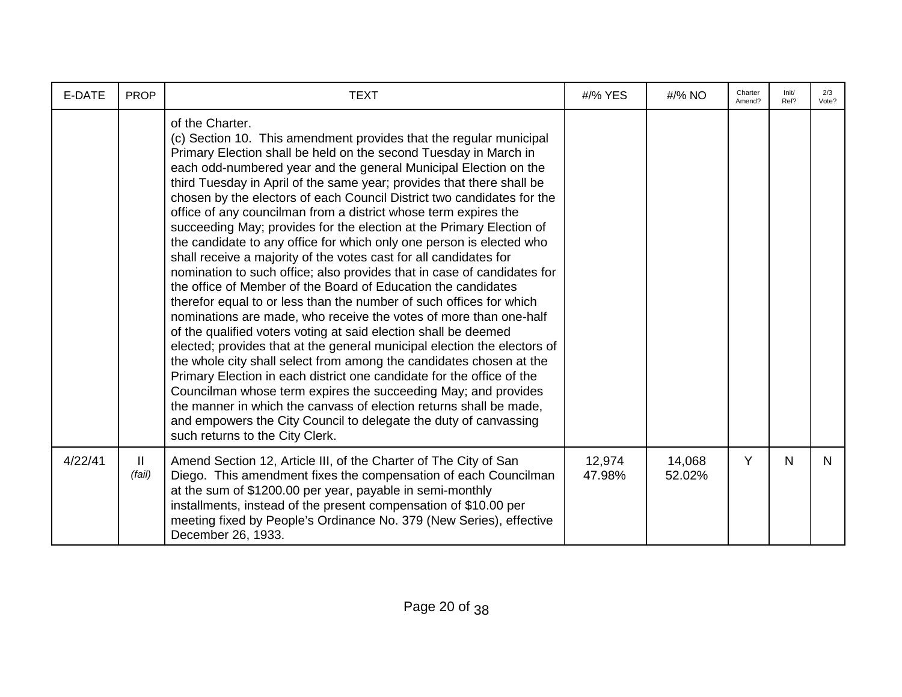| E-DATE | PROP | TEXT | #/% YES | #/% NO | Charter Amend? | Init/ Ref? | 2/3 Vote? |
|---|---|---|---|---|---|---|---|
| | | of the Charter. (c) Section 10. This amendment provides that the regular municipal Primary Election shall be held on the second Tuesday in March in each odd-numbered year and the general Municipal Election on the third Tuesday in April of the same year; provides that there shall be chosen by the electors of each Council District two candidates for the office of any councilman from a district whose term expires the succeeding May; provides for the election at the Primary Election of the candidate to any office for which only one person is elected who shall receive a majority of the votes cast for all candidates for nomination to such office; also provides that in case of candidates for the office of Member of the Board of Education the candidates therefor equal to or less than the number of such offices for which nominations are made, who receive the votes of more than one-half of the qualified voters voting at said election shall be deemed elected; provides that at the general municipal election the electors of the whole city shall select from among the candidates chosen at the Primary Election in each district one candidate for the office of the Councilman whose term expires the succeeding May; and provides the manner in which the canvass of election returns shall be made, and empowers the City Council to delegate the duty of canvassing such returns to the City Clerk. | | | | | |
| 4/22/41 | II *(fail)* | Amend Section 12, Article III, of the Charter of The City of San Diego. This amendment fixes the compensation of each Councilman at the sum of $1200.00 per year, payable in semi-monthly installments, instead of the present compensation of $10.00 per meeting fixed by People's Ordinance No. 379 (New Series), effective December 26, 1933. | 12,974 47.98% | 14,068 52.02% | Y | N | N |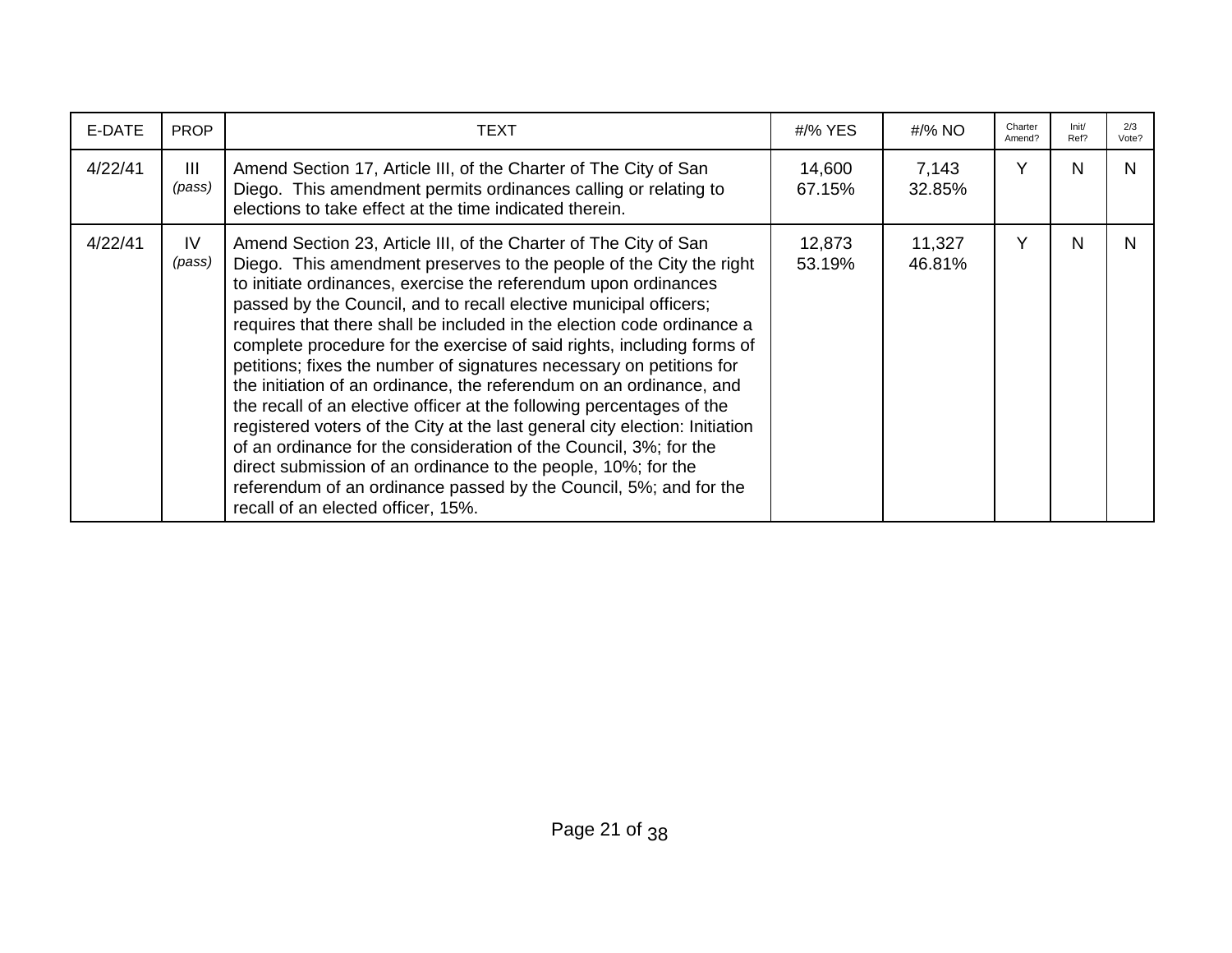| E-DATE | PROP | TEXT | #/% YES | #/% NO | Charter Amend? | Init/ Ref? | 2/3 Vote? |
|---|---|---|---|---|---|---|---|
| 4/22/41 | III *(pass)* | Amend Section 17, Article III, of the Charter of The City of San Diego. This amendment permits ordinances calling or relating to elections to take effect at the time indicated therein. | 14,600 67.15% | 7,143 32.85% | Y | N | N |
| 4/22/41 | IV *(pass)* | Amend Section 23, Article III, of the Charter of The City of San Diego. This amendment preserves to the people of the City the right to initiate ordinances, exercise the referendum upon ordinances passed by the Council, and to recall elective municipal officers; requires that there shall be included in the election code ordinance a complete procedure for the exercise of said rights, including forms of petitions; fixes the number of signatures necessary on petitions for the initiation of an ordinance, the referendum on an ordinance, and the recall of an elective officer at the following percentages of the registered voters of the City at the last general city election: Initiation of an ordinance for the consideration of the Council, 3%; for the direct submission of an ordinance to the people, 10%; for the referendum of an ordinance passed by the Council, 5%; and for the recall of an elected officer, 15%. | 12,873 53.19% | 11,327 46.81% | Y | N | N |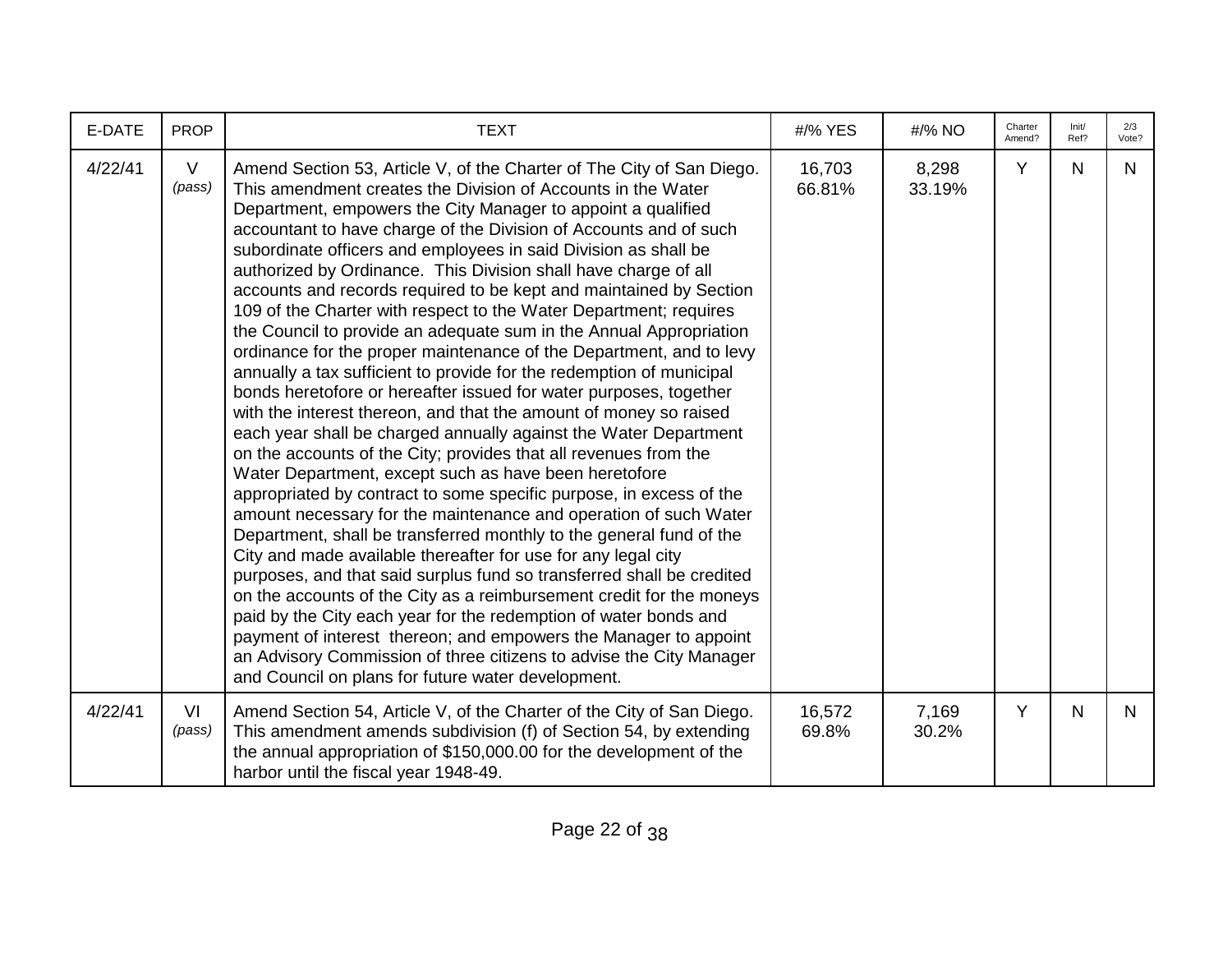| E-DATE | PROP | TEXT | #/% YES | #/% NO | Charter Amend? | Init/ Ref? | 2/3 Vote? |
|---|---|---|---|---|---|---|---|
| 4/22/41 | V *(pass)* | Amend Section 53, Article V, of the Charter of The City of San Diego. This amendment creates the Division of Accounts in the Water Department, empowers the City Manager to appoint a qualified accountant to have charge of the Division of Accounts and of such subordinate officers and employees in said Division as shall be authorized by Ordinance. This Division shall have charge of all accounts and records required to be kept and maintained by Section 109 of the Charter with respect to the Water Department; requires the Council to provide an adequate sum in the Annual Appropriation ordinance for the proper maintenance of the Department, and to levy annually a tax sufficient to provide for the redemption of municipal bonds heretofore or hereafter issued for water purposes, together with the interest thereon, and that the amount of money so raised each year shall be charged annually against the Water Department on the accounts of the City; provides that all revenues from the Water Department, except such as have been heretofore appropriated by contract to some specific purpose, in excess of the amount necessary for the maintenance and operation of such Water Department, shall be transferred monthly to the general fund of the City and made available thereafter for use for any legal city purposes, and that said surplus fund so transferred shall be credited on the accounts of the City as a reimbursement credit for the moneys paid by the City each year for the redemption of water bonds and payment of interest thereon; and empowers the Manager to appoint an Advisory Commission of three citizens to advise the City Manager and Council on plans for future water development. | 16,703 66.81% | 8,298 33.19% | Y | N | N |
| 4/22/41 | VI *(pass)* | Amend Section 54, Article V, of the Charter of the City of San Diego. This amendment amends subdivision (f) of Section 54, by extending the annual appropriation of $150,000.00 for the development of the harbor until the fiscal year 1948-49. | 16,572 69.8% | 7,169 30.2% | Y | N | N |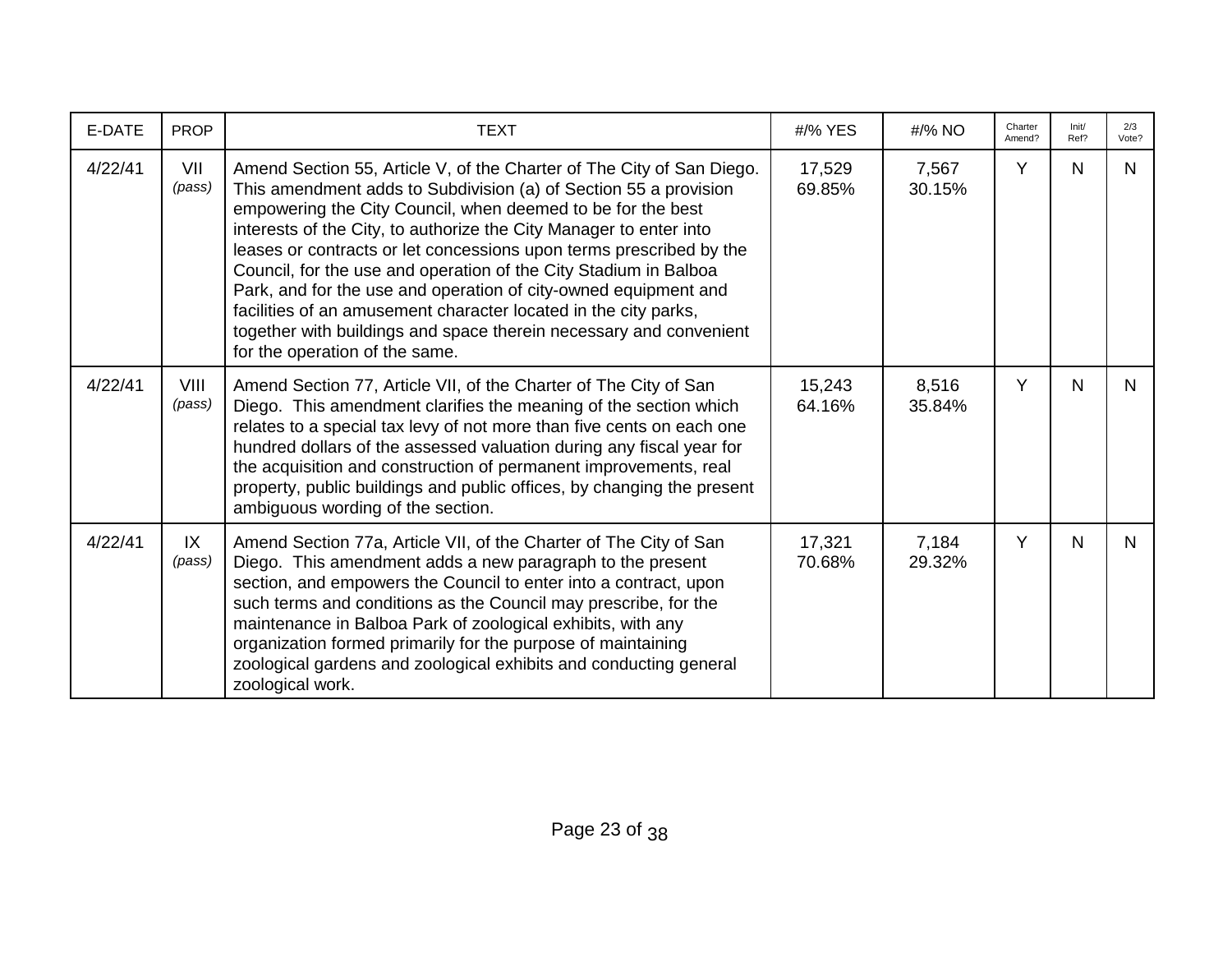| E-DATE | PROP | TEXT | #/% YES | #/% NO | Charter Amend? | Init/ Ref? | 2/3 Vote? |
|---|---|---|---|---|---|---|---|
| 4/22/41 | VII *(pass)* | Amend Section 55, Article V, of the Charter of The City of San Diego. This amendment adds to Subdivision (a) of Section 55 a provision empowering the City Council, when deemed to be for the best interests of the City, to authorize the City Manager to enter into leases or contracts or let concessions upon terms prescribed by the Council, for the use and operation of the City Stadium in Balboa Park, and for the use and operation of city-owned equipment and facilities of an amusement character located in the city parks, together with buildings and space therein necessary and convenient for the operation of the same. | 17,529 69.85% | 7,567 30.15% | Y | N | N |
| 4/22/41 | VIII *(pass)* | Amend Section 77, Article VII, of the Charter of The City of San Diego. This amendment clarifies the meaning of the section which relates to a special tax levy of not more than five cents on each one hundred dollars of the assessed valuation during any fiscal year for the acquisition and construction of permanent improvements, real property, public buildings and public offices, by changing the present ambiguous wording of the section. | 15,243 64.16% | 8,516 35.84% | Y | N | N |
| 4/22/41 | IX *(pass)* | Amend Section 77a, Article VII, of the Charter of The City of San Diego. This amendment adds a new paragraph to the present section, and empowers the Council to enter into a contract, upon such terms and conditions as the Council may prescribe, for the maintenance in Balboa Park of zoological exhibits, with any organization formed primarily for the purpose of maintaining zoological gardens and zoological exhibits and conducting general zoological work. | 17,321 70.68% | 7,184 29.32% | Y | N | N |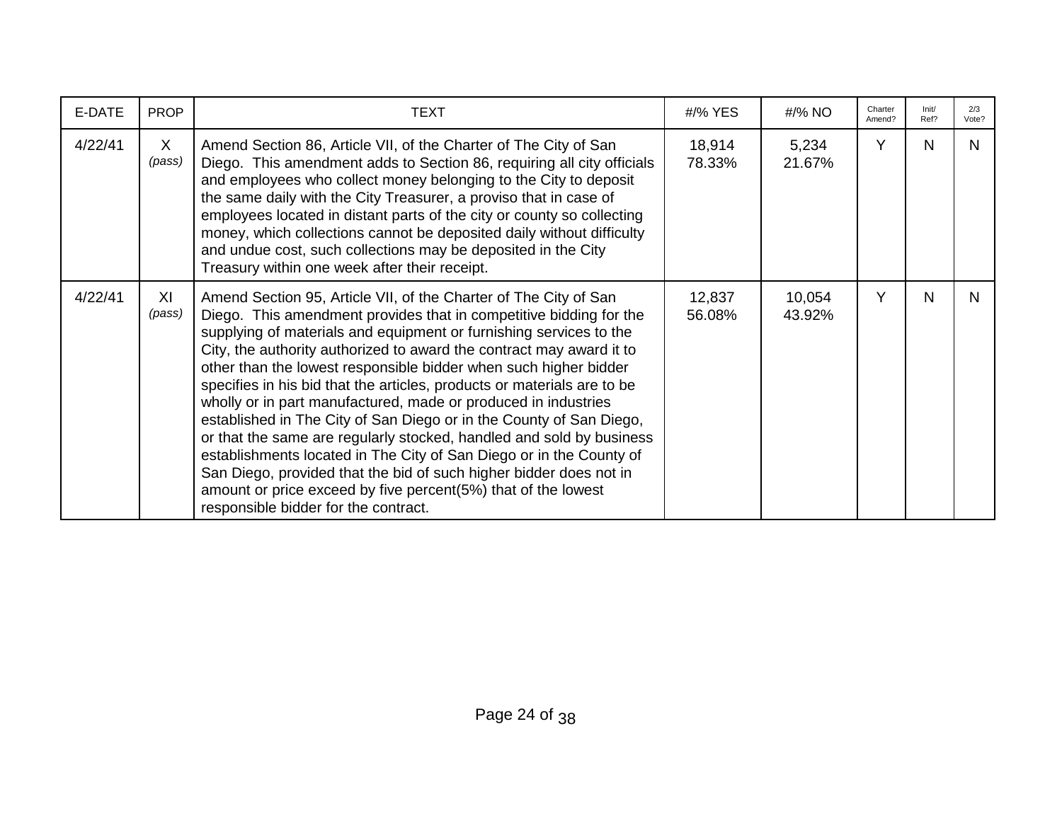| E-DATE | PROP | TEXT | #/% YES | #/% NO | Charter Amend? | Init/ Ref? | 2/3 Vote? |
|---|---|---|---|---|---|---|---|
| 4/22/41 | X *(pass)* | Amend Section 86, Article VII, of the Charter of The City of San Diego. This amendment adds to Section 86, requiring all city officials and employees who collect money belonging to the City to deposit the same daily with the City Treasurer, a proviso that in case of employees located in distant parts of the city or county so collecting money, which collections cannot be deposited daily without difficulty and undue cost, such collections may be deposited in the City Treasury within one week after their receipt. | 18,914 78.33% | 5,234 21.67% | Y | N | N |
| 4/22/41 | XI *(pass)* | Amend Section 95, Article VII, of the Charter of The City of San Diego. This amendment provides that in competitive bidding for the supplying of materials and equipment or furnishing services to the City, the authority authorized to award the contract may award it to other than the lowest responsible bidder when such higher bidder specifies in his bid that the articles, products or materials are to be wholly or in part manufactured, made or produced in industries established in The City of San Diego or in the County of San Diego, or that the same are regularly stocked, handled and sold by business establishments located in The City of San Diego or in the County of San Diego, provided that the bid of such higher bidder does not in amount or price exceed by five percent(5%) that of the lowest responsible bidder for the contract. | 12,837 56.08% | 10,054 43.92% | Y | N | N |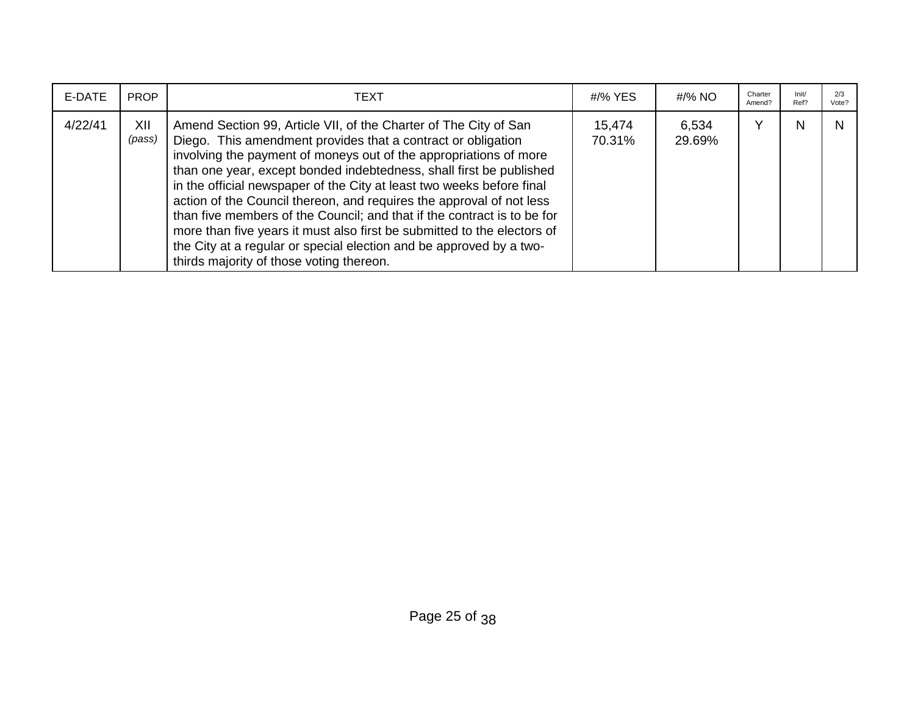| E-DATE | PROP | TEXT | #/% YES | #/% NO | Charter Amend? | Init/ Ref? | 2/3 Vote? |
|---|---|---|---|---|---|---|---|
| 4/22/41 | XII *(pass)* | Amend Section 99, Article VII, of the Charter of The City of San Diego. This amendment provides that a contract or obligation involving the payment of moneys out of the appropriations of more than one year, except bonded indebtedness, shall first be published in the official newspaper of the City at least two weeks before final action of the Council thereon, and requires the approval of not less than five members of the Council; and that if the contract is to be for more than five years it must also first be submitted to the electors of the City at a regular or special election and be approved by a two-thirds majority of those voting thereon. | 15,474 70.31% | 6,534 29.69% | Y | N | N |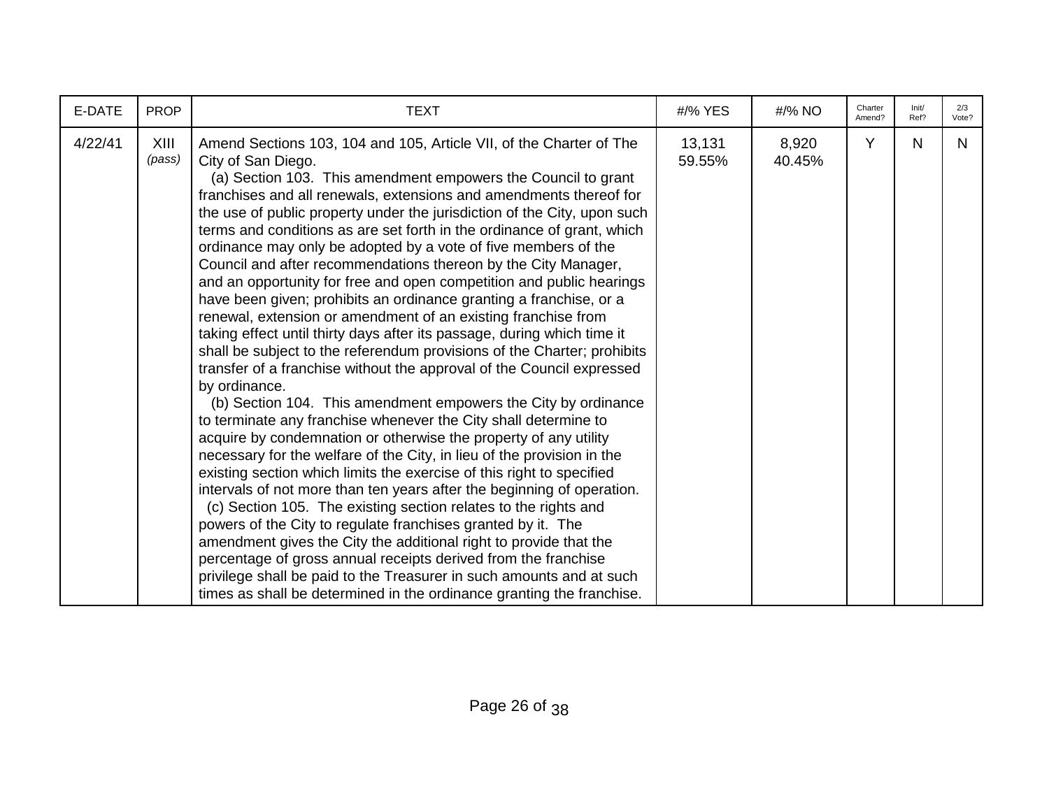| E-DATE | PROP | TEXT | #/% YES | #/% NO | Charter Amend? | Init/ Ref? | 2/3 Vote? |
|---|---|---|---|---|---|---|---|
| 4/22/41 | XIII *(pass)* | Amend Sections 103, 104 and 105, Article VII, of the Charter of The City of San Diego.<br>(a) Section 103. This amendment empowers the Council to grant franchises and all renewals, extensions and amendments thereof for the use of public property under the jurisdiction of the City, upon such terms and conditions as are set forth in the ordinance of grant, which ordinance may only be adopted by a vote of five members of the Council and after recommendations thereon by the City Manager, and an opportunity for free and open competition and public hearings have been given; prohibits an ordinance granting a franchise, or a renewal, extension or amendment of an existing franchise from taking effect until thirty days after its passage, during which time it shall be subject to the referendum provisions of the Charter; prohibits transfer of a franchise without the approval of the Council expressed by ordinance.<br>(b) Section 104. This amendment empowers the City by ordinance to terminate any franchise whenever the City shall determine to acquire by condemnation or otherwise the property of any utility necessary for the welfare of the City, in lieu of the provision in the existing section which limits the exercise of this right to specified intervals of not more than ten years after the beginning of operation.<br>(c) Section 105. The existing section relates to the rights and powers of the City to regulate franchises granted by it. The amendment gives the City the additional right to provide that the percentage of gross annual receipts derived from the franchise privilege shall be paid to the Treasurer in such amounts and at such times as shall be determined in the ordinance granting the franchise. | 13,131<br>59.55% | 8,920<br>40.45% | Y | N | N |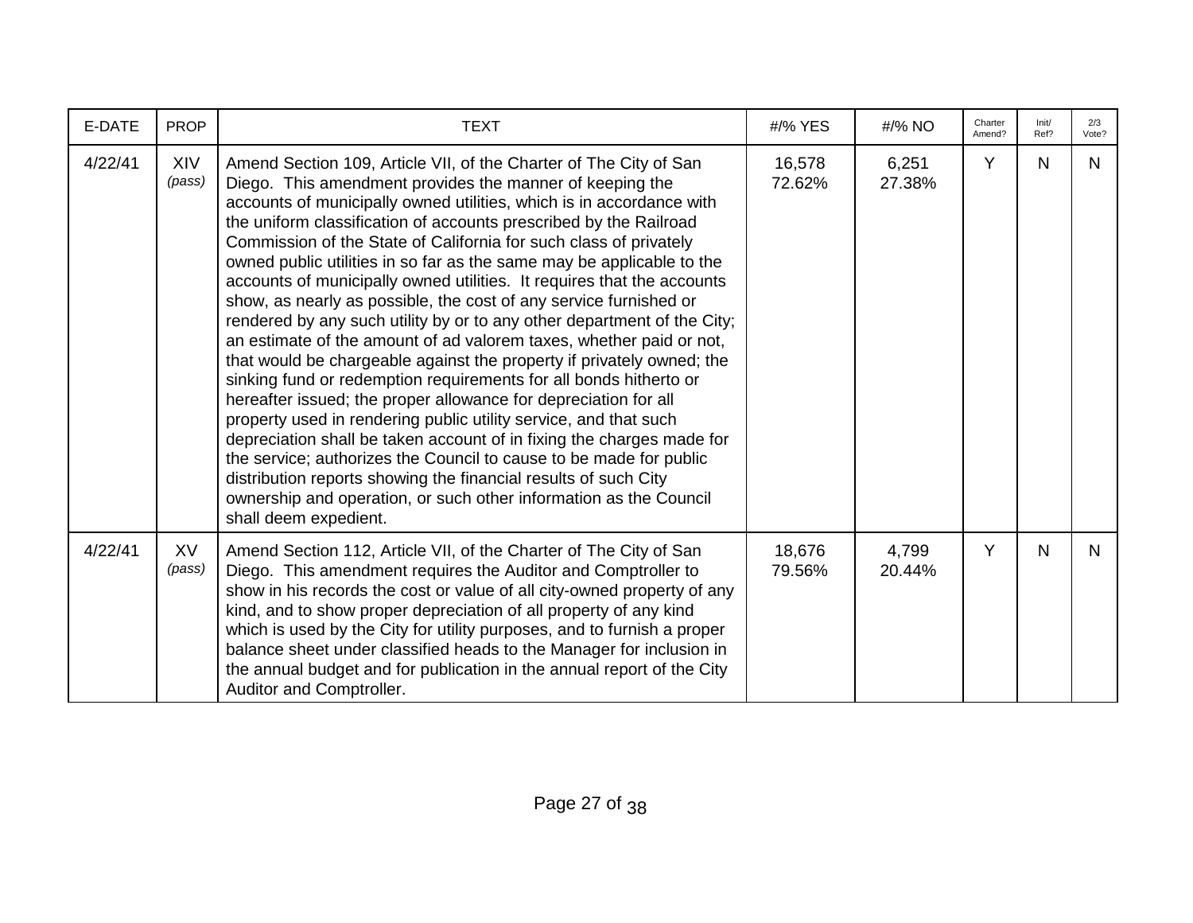| E-DATE | PROP | TEXT | #/% YES | #/% NO | Charter Amend? | Init/ Ref? | 2/3 Vote? |
|---|---|---|---|---|---|---|---|
| 4/22/41 | XIV *(pass)* | Amend Section 109, Article VII, of the Charter of The City of San Diego. This amendment provides the manner of keeping the accounts of municipally owned utilities, which is in accordance with the uniform classification of accounts prescribed by the Railroad Commission of the State of California for such class of privately owned public utilities in so far as the same may be applicable to the accounts of municipally owned utilities. It requires that the accounts show, as nearly as possible, the cost of any service furnished or rendered by any such utility by or to any other department of the City; an estimate of the amount of ad valorem taxes, whether paid or not, that would be chargeable against the property if privately owned; the sinking fund or redemption requirements for all bonds hitherto or hereafter issued; the proper allowance for depreciation for all property used in rendering public utility service, and that such depreciation shall be taken account of in fixing the charges made for the service; authorizes the Council to cause to be made for public distribution reports showing the financial results of such City ownership and operation, or such other information as the Council shall deem expedient. | 16,578 72.62% | 6,251 27.38% | Y | N | N |
| 4/22/41 | XV *(pass)* | Amend Section 112, Article VII, of the Charter of The City of San Diego. This amendment requires the Auditor and Comptroller to show in his records the cost or value of all city-owned property of any kind, and to show proper depreciation of all property of any kind which is used by the City for utility purposes, and to furnish a proper balance sheet under classified heads to the Manager for inclusion in the annual budget and for publication in the annual report of the City Auditor and Comptroller. | 18,676 79.56% | 4,799 20.44% | Y | N | N |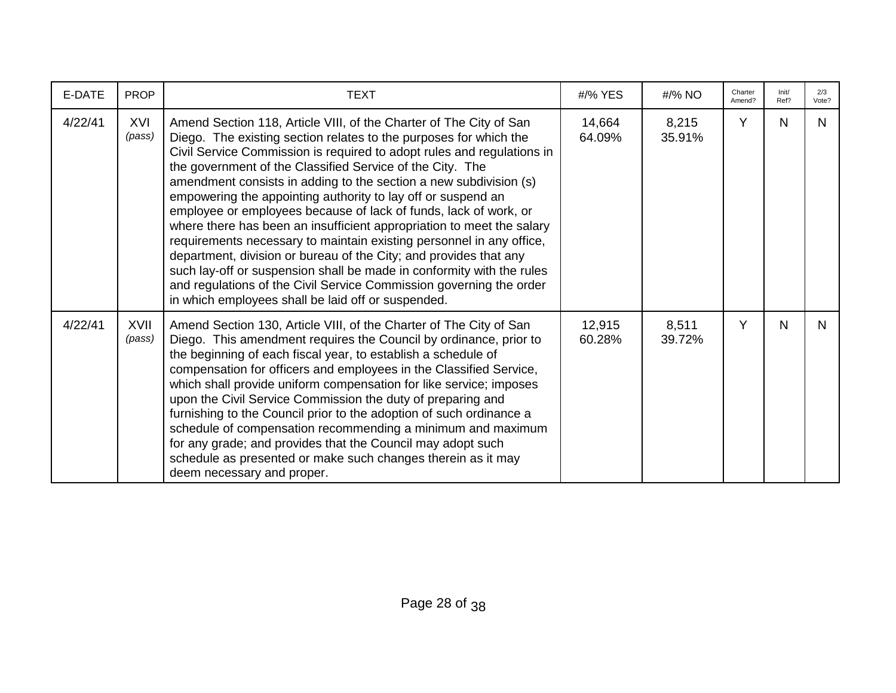| E-DATE | PROP | TEXT | #/% YES | #/% NO | Charter Amend? | Init/ Ref? | 2/3 Vote? |
|---|---|---|---|---|---|---|---|
| 4/22/41 | XVI *(pass)* | Amend Section 118, Article VIII, of the Charter of The City of San Diego. The existing section relates to the purposes for which the Civil Service Commission is required to adopt rules and regulations in the government of the Classified Service of the City. The amendment consists in adding to the section a new subdivision (s) empowering the appointing authority to lay off or suspend an employee or employees because of lack of funds, lack of work, or where there has been an insufficient appropriation to meet the salary requirements necessary to maintain existing personnel in any office, department, division or bureau of the City; and provides that any such lay-off or suspension shall be made in conformity with the rules and regulations of the Civil Service Commission governing the order in which employees shall be laid off or suspended. | 14,664 64.09% | 8,215 35.91% | Y | N | N |
| 4/22/41 | XVII *(pass)* | Amend Section 130, Article VIII, of the Charter of The City of San Diego. This amendment requires the Council by ordinance, prior to the beginning of each fiscal year, to establish a schedule of compensation for officers and employees in the Classified Service, which shall provide uniform compensation for like service; imposes upon the Civil Service Commission the duty of preparing and furnishing to the Council prior to the adoption of such ordinance a schedule of compensation recommending a minimum and maximum for any grade; and provides that the Council may adopt such schedule as presented or make such changes therein as it may deem necessary and proper. | 12,915 60.28% | 8,511 39.72% | Y | N | N |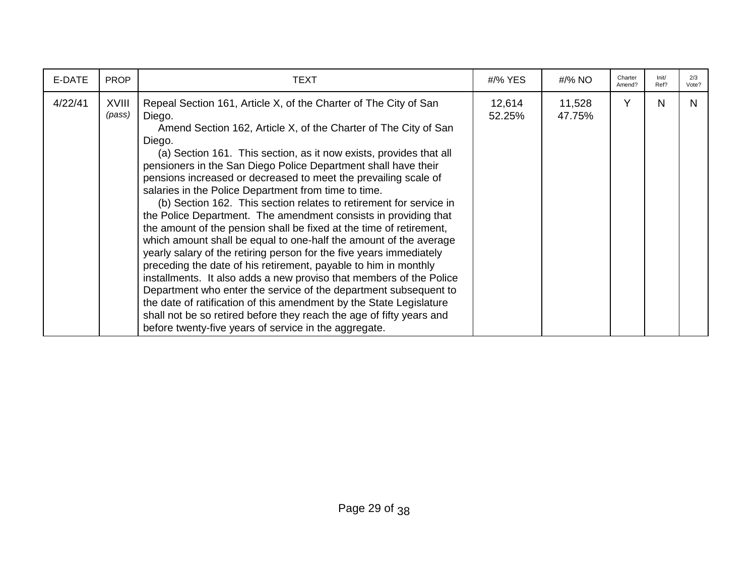| E-DATE | PROP | TEXT | #/% YES | #/% NO | Charter Amend? | Init/ Ref? | 2/3 Vote? |
|---|---|---|---|---|---|---|---|
| 4/22/41 | XVIII *(pass)* | Repeal Section 161, Article X, of the Charter of The City of San Diego.<br>Amend Section 162, Article X, of the Charter of The City of San Diego.<br>(a) Section 161. This section, as it now exists, provides that all pensioners in the San Diego Police Department shall have their pensions increased or decreased to meet the prevailing scale of salaries in the Police Department from time to time.<br>(b) Section 162. This section relates to retirement for service in the Police Department. The amendment consists in providing that the amount of the pension shall be fixed at the time of retirement, which amount shall be equal to one-half the amount of the average yearly salary of the retiring person for the five years immediately preceding the date of his retirement, payable to him in monthly installments. It also adds a new proviso that members of the Police Department who enter the service of the department subsequent to the date of ratification of this amendment by the State Legislature shall not be so retired before they reach the age of fifty years and before twenty-five years of service in the aggregate. | 12,614 52.25% | 11,528 47.75% | Y | N | N |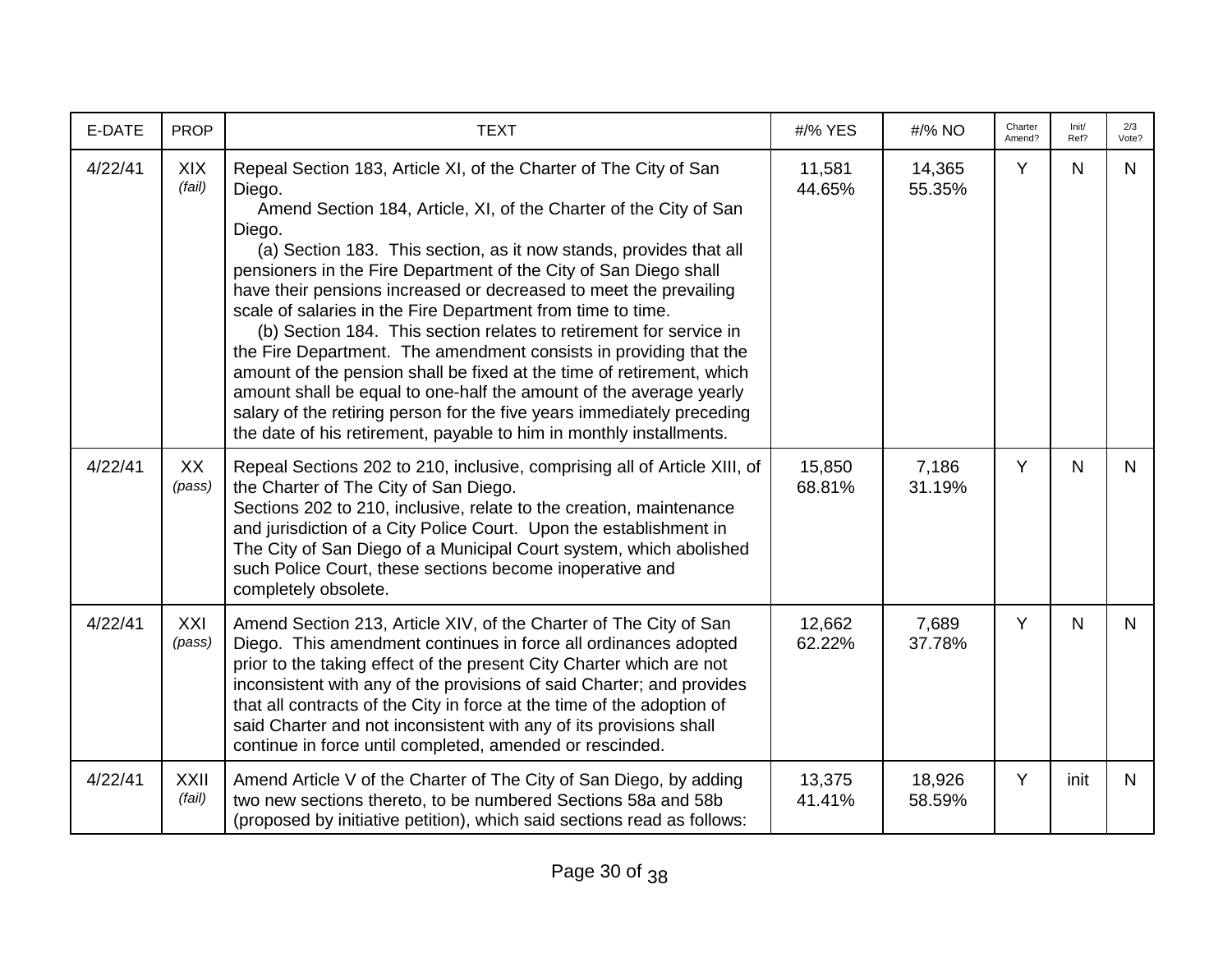| E-DATE | PROP | TEXT | #/% YES | #/% NO | Charter Amend? | Init/ Ref? | 2/3 Vote? |
|---|---|---|---|---|---|---|---|
| 4/22/41 | XIX *(fail)* | Repeal Section 183, Article XI, of the Charter of The City of San Diego.<br>Amend Section 184, Article, XI, of the Charter of the City of San Diego.<br>(a) Section 183. This section, as it now stands, provides that all pensioners in the Fire Department of the City of San Diego shall have their pensions increased or decreased to meet the prevailing scale of salaries in the Fire Department from time to time.<br>(b) Section 184. This section relates to retirement for service in the Fire Department. The amendment consists in providing that the amount of the pension shall be fixed at the time of retirement, which amount shall be equal to one-half the amount of the average yearly salary of the retiring person for the five years immediately preceding the date of his retirement, payable to him in monthly installments. | 11,581<br>44.65% | 14,365<br>55.35% | Y | N | N |
| 4/22/41 | XX *(pass)* | Repeal Sections 202 to 210, inclusive, comprising all of Article XIII, of the Charter of The City of San Diego.<br>Sections 202 to 210, inclusive, relate to the creation, maintenance and jurisdiction of a City Police Court. Upon the establishment in The City of San Diego of a Municipal Court system, which abolished such Police Court, these sections become inoperative and completely obsolete. | 15,850<br>68.81% | 7,186<br>31.19% | Y | N | N |
| 4/22/41 | XXI *(pass)* | Amend Section 213, Article XIV, of the Charter of The City of San Diego. This amendment continues in force all ordinances adopted prior to the taking effect of the present City Charter which are not inconsistent with any of the provisions of said Charter; and provides that all contracts of the City in force at the time of the adoption of said Charter and not inconsistent with any of its provisions shall continue in force until completed, amended or rescinded. | 12,662<br>62.22% | 7,689<br>37.78% | Y | N | N |
| 4/22/41 | XXII *(fail)* | Amend Article V of the Charter of The City of San Diego, by adding two new sections thereto, to be numbered Sections 58a and 58b (proposed by initiative petition), which said sections read as follows: | 13,375<br>41.41% | 18,926<br>58.59% | Y | init | N |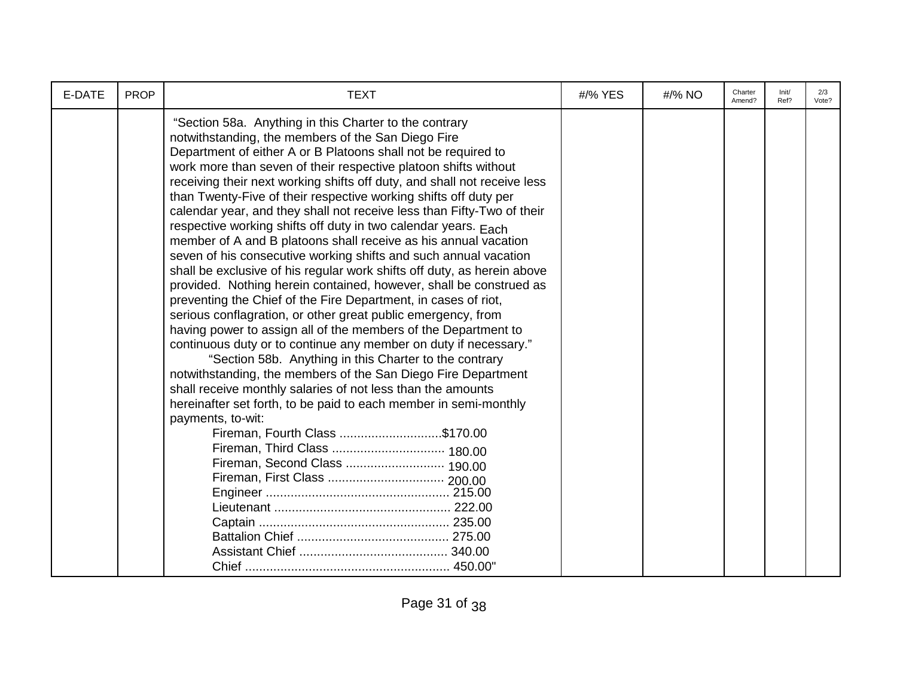| E-DATE | PROP | TEXT | #/% YES | #/% NO | Charter Amend? | Init/ Ref? | 2/3 Vote? |
|---|---|---|---|---|---|---|---|
| | | "Section 58a. Anything in this Charter to the contrary notwithstanding, the members of the San Diego Fire Department of either A or B Platoons shall not be required to work more than seven of their respective platoon shifts without receiving their next working shifts off duty, and shall not receive less than Twenty-Five of their respective working shifts off duty per calendar year, and they shall not receive less than Fifty-Two of their respective working shifts off duty in two calendar years. Each member of A and B platoons shall receive as his annual vacation seven of his consecutive working shifts and such annual vacation shall be exclusive of his regular work shifts off duty, as herein above provided. Nothing herein contained, however, shall be construed as preventing the Chief of the Fire Department, in cases of riot, serious conflagration, or other great public emergency, from having power to assign all of the members of the Department to continuous duty or to continue any member on duty if necessary." "Section 58b. Anything in this Charter to the contrary notwithstanding, the members of the San Diego Fire Department shall receive monthly salaries of not less than the amounts hereinafter set forth, to be paid to each member in semi-monthly payments, to-wit: Fireman, Fourth Class ............................$170.00 Fireman, Third Class ................................ 180.00 Fireman, Second Class ............................ 190.00 Fireman, First Class ................................. 200.00 Engineer .................................................... 215.00 Lieutenant .................................................. 222.00 Captain ...................................................... 235.00 Battalion Chief ........................................... 275.00 Assistant Chief .......................................... 340.00 Chief .......................................................... 450.00" | | | | | |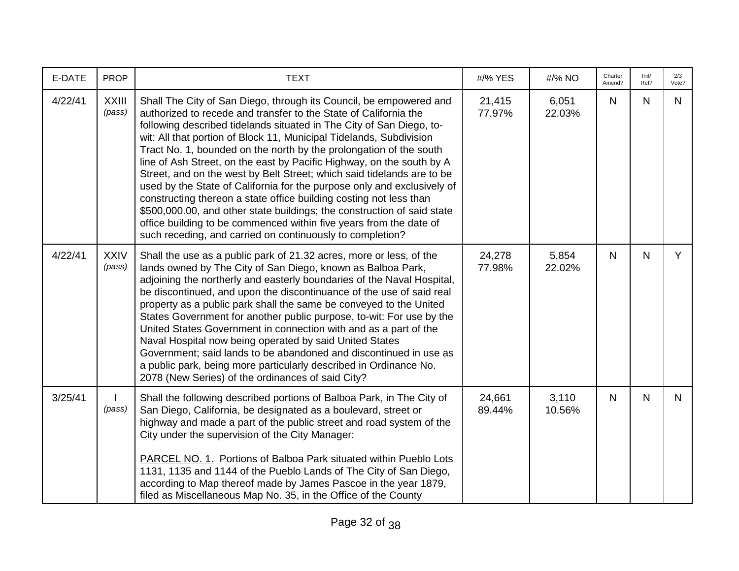| E-DATE | PROP | TEXT | #/% YES | #/% NO | Charter Amend? | Init/ Ref? | 2/3 Vote? |
|---|---|---|---|---|---|---|---|
| 4/22/41 | XXIII *(pass)* | Shall The City of San Diego, through its Council, be empowered and authorized to recede and transfer to the State of California the following described tidelands situated in The City of San Diego, to-wit: All that portion of Block 11, Municipal Tidelands, Subdivision Tract No. 1, bounded on the north by the prolongation of the south line of Ash Street, on the east by Pacific Highway, on the south by A Street, and on the west by Belt Street; which said tidelands are to be used by the State of California for the purpose only and exclusively of constructing thereon a state office building costing not less than $500,000.00, and other state buildings; the construction of said state office building to be commenced within five years from the date of such receding, and carried on continuously to completion? | 21,415 77.97% | 6,051 22.03% | N | N | N |
| 4/22/41 | XXIV *(pass)* | Shall the use as a public park of 21.32 acres, more or less, of the lands owned by The City of San Diego, known as Balboa Park, adjoining the northerly and easterly boundaries of the Naval Hospital, be discontinued, and upon the discontinuance of the use of said real property as a public park shall the same be conveyed to the United States Government for another public purpose, to-wit: For use by the United States Government in connection with and as a part of the Naval Hospital now being operated by said United States Government; said lands to be abandoned and discontinued in use as a public park, being more particularly described in Ordinance No. 2078 (New Series) of the ordinances of said City? | 24,278 77.98% | 5,854 22.02% | N | N | Y |
| 3/25/41 | I *(pass)* | Shall the following described portions of Balboa Park, in The City of San Diego, California, be designated as a boulevard, street or highway and made a part of the public street and road system of the City under the supervision of the City Manager:<br><br><u>PARCEL NO. 1.</u> Portions of Balboa Park situated within Pueblo Lots 1131, 1135 and 1144 of the Pueblo Lands of The City of San Diego, according to Map thereof made by James Pascoe in the year 1879, filed as Miscellaneous Map No. 35, in the Office of the County | 24,661 89.44% | 3,110 10.56% | N | N | N |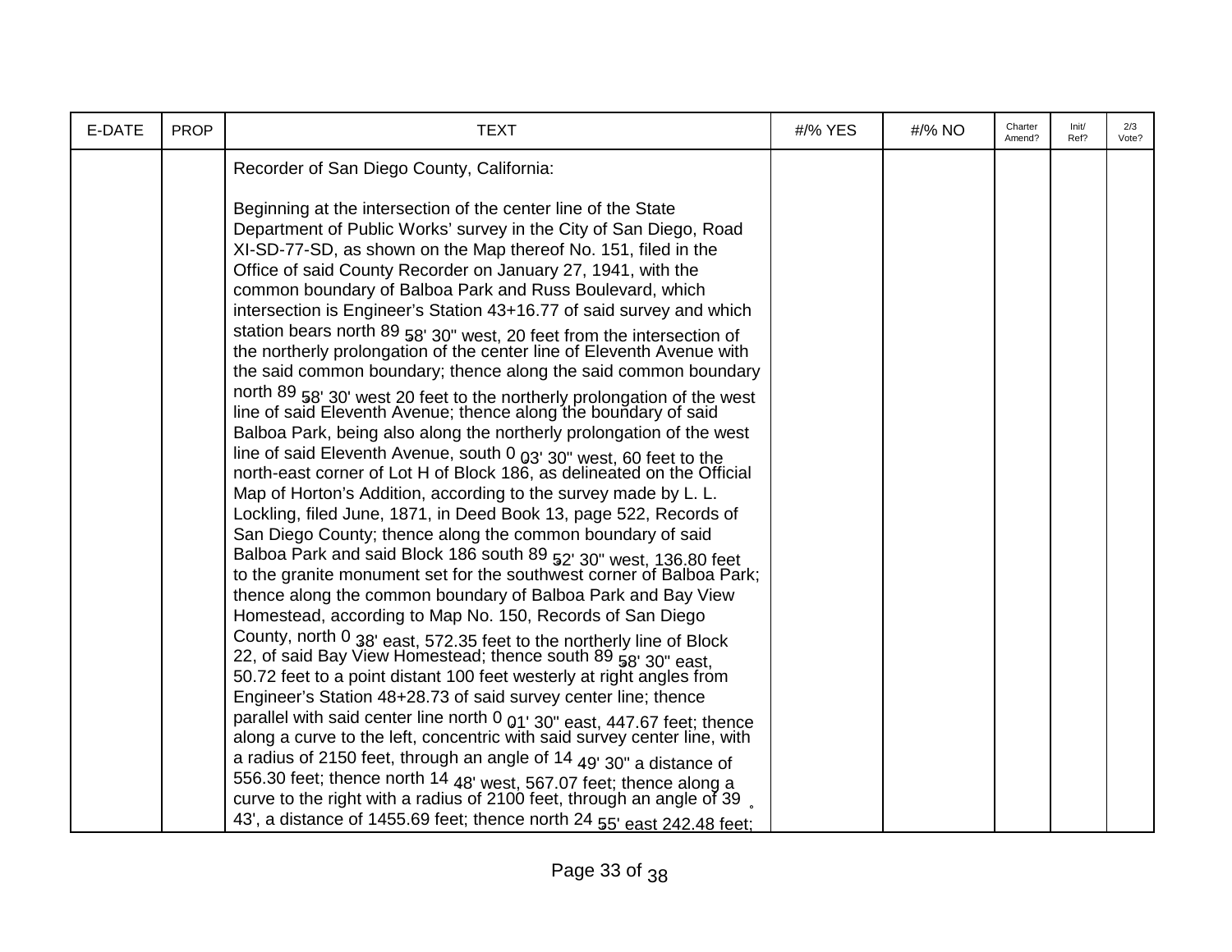| E-DATE | PROP | TEXT | #/% YES | #/% NO | Charter Amend? | Init/ Ref? | 2/3 Vote? |
|---|---|---|---|---|---|---|---|
| | | Recorder of San Diego County, California:<br><br>Beginning at the intersection of the center line of the State Department of Public Works' survey in the City of San Diego, Road XI-SD-77-SD, as shown on the Map thereof No. 151, filed in the Office of said County Recorder on January 27, 1941, with the common boundary of Balboa Park and Russ Boulevard, which intersection is Engineer's Station 43+16.77 of said survey and which station bears north 89° 58' 30" west, 20 feet from the intersection of the northerly prolongation of the center line of Eleventh Avenue with the said common boundary; thence along the said common boundary north 89° 58' 30' west 20 feet to the northerly prolongation of the west line of said Eleventh Avenue; thence along the boundary of said Balboa Park, being also along the northerly prolongation of the west line of said Eleventh Avenue, south 0° 03' 30" west, 60 feet to the north-east corner of Lot H of Block 186, as delineated on the Official Map of Horton's Addition, according to the survey made by L. L. Lockling, filed June, 1871, in Deed Book 13, page 522, Records of San Diego County; thence along the common boundary of said Balboa Park and said Block 186 south 89° 52' 30" west, 136.80 feet to the granite monument set for the southwest corner of Balboa Park; thence along the common boundary of Balboa Park and Bay View Homestead, according to Map No. 150, Records of San Diego County, north 0° 38' east, 572.35 feet to the northerly line of Block 22, of said Bay View Homestead; thence south 89° 58' 30" east, 50.72 feet to a point distant 100 feet westerly at right angles from Engineer's Station 48+28.73 of said survey center line; thence parallel with said center line north 0° 01' 30" east, 447.67 feet; thence along a curve to the left, concentric with said survey center line, with a radius of 2150 feet, through an angle of 14° 49' 30" a distance of 556.30 feet; thence north 14° 48' west, 567.07 feet; thence along a curve to the right with a radius of 2100 feet, through an angle of 39° 43', a distance of 1455.69 feet; thence north 24° 55' east 242.48 feet; | | | | | |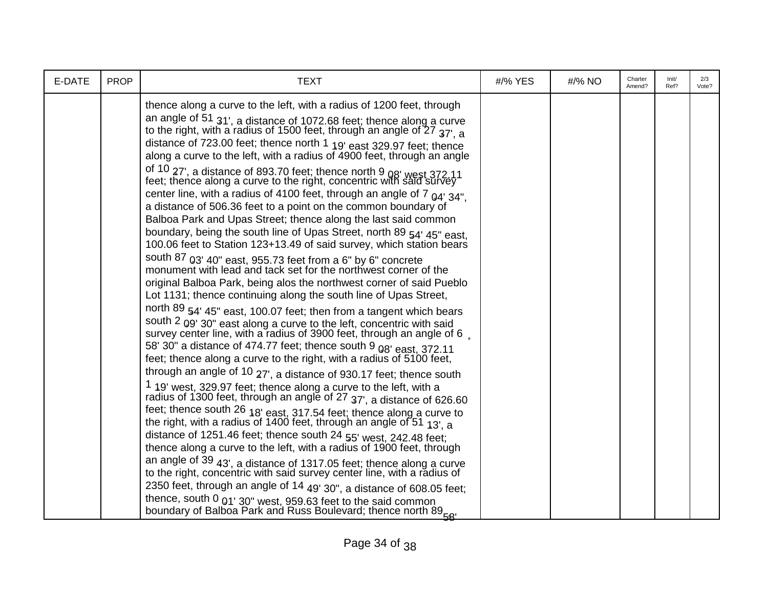| E-DATE | PROP | TEXT | #/% YES | #/% NO | Charter Amend? | Init/ Ref? | 2/3 Vote? |
|---|---|---|---|---|---|---|---|
| | | thence along a curve to the left, with a radius of 1200 feet, through an angle of 51 ° 31', a distance of 1072.68 feet; thence along a curve to the right, with a radius of 1500 feet, through an angle of 27 ° 37', a distance of 723.00 feet; thence north 1 ° 19' east 329.97 feet; thence along a curve to the left, with a radius of 4900 feet, through an angle of 10 ° 27', a distance of 893.70 feet; thence north 9 ° 08' west 372.11 feet; thence along a curve to the right, concentric with said survey center line, with a radius of 4100 feet, through an angle of 7 ° 04' 34", a distance of 506.36 feet to a point on the common boundary of Balboa Park and Upas Street; thence along the last said common boundary, being the south line of Upas Street, north 89 ° 54' 45" east, 100.06 feet to Station 123+13.49 of said survey, which station bears south 87 ° 03' 40" east, 955.73 feet from a 6" by 6" concrete monument with lead and tack set for the northwest corner of the original Balboa Park, being alos the northwest corner of said Pueblo Lot 1131; thence continuing along the south line of Upas Street, north 89 ° 54' 45" east, 100.07 feet; then from a tangent which bears south 2 ° 09' 30" east along a curve to the left, concentric with said survey center line, with a radius of 3900 feet, through an angle of 6 ° 58' 30" a distance of 474.77 feet; thence south 9 ° 08' east, 372.11 feet; thence along a curve to the right, with a radius of 5100 feet, through an angle of 10 ° 27', a distance of 930.17 feet; thence south 1 ° 19' west, 329.97 feet; thence along a curve to the left, with a radius of 1300 feet, through an angle of 27 ° 37', a distance of 626.60 feet; thence south 26 ° 18' east, 317.54 feet; thence along a curve to the right, with a radius of 1400 feet, through an angle of 51 ° 13', a distance of 1251.46 feet; thence south 24 ° 55' west, 242.48 feet; thence along a curve to the left, with a radius of 1900 feet, through an angle of 39 ° 43', a distance of 1317.05 feet; thence along a curve to the right, concentric with said survey center line, with a radius of 2350 feet, through an angle of 14 ° 49' 30", a distance of 608.05 feet; thence, south 0 ° 01' 30" west, 959.63 feet to the said common boundary of Balboa Park and Russ Boulevard; thence north 89 ° 58' | | | | | |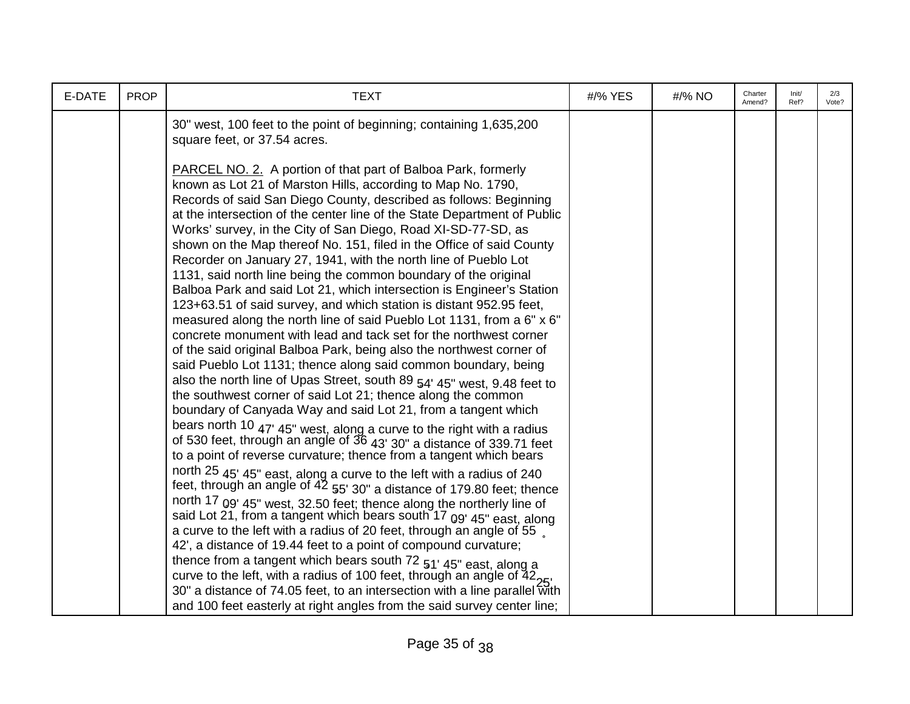| E-DATE | PROP | TEXT | #/% YES | #/% NO | Charter Amend? | Init/ Ref? | 2/3 Vote? |
|---|---|---|---|---|---|---|---|
| | | 30" west, 100 feet to the point of beginning; containing 1,635,200 square feet, or 37.54 acres.<br><br><u>PARCEL NO. 2.</u> A portion of that part of Balboa Park, formerly known as Lot 21 of Marston Hills, according to Map No. 1790, Records of said San Diego County, described as follows: Beginning at the intersection of the center line of the State Department of Public Works' survey, in the City of San Diego, Road XI-SD-77-SD, as shown on the Map thereof No. 151, filed in the Office of said County Recorder on January 27, 1941, with the north line of Pueblo Lot 1131, said north line being the common boundary of the original Balboa Park and said Lot 21, which intersection is Engineer's Station 123+63.51 of said survey, and which station is distant 952.95 feet, measured along the north line of said Pueblo Lot 1131, from a 6" x 6" concrete monument with lead and tack set for the northwest corner of the said original Balboa Park, being also the northwest corner of said Pueblo Lot 1131; thence along said common boundary, being also the north line of Upas Street, south 89° 54' 45" west, 9.48 feet to the southwest corner of said Lot 21; thence along the common boundary of Canyada Way and said Lot 21, from a tangent which bears north 10° 47' 45" west, along a curve to the right with a radius of 530 feet, through an angle of 36° 43' 30" a distance of 339.71 feet to a point of reverse curvature; thence from a tangent which bears north 25° 45' 45" east, along a curve to the left with a radius of 240 feet, through an angle of 42° 55' 30" a distance of 179.80 feet; thence north 17° 09' 45" west, 32.50 feet; thence along the northerly line of said Lot 21, from a tangent which bears south 17° 09' 45" east, along a curve to the left with a radius of 20 feet, through an angle of 55° 42', a distance of 19.44 feet to a point of compound curvature; thence from a tangent which bears south 72° 51' 45" east, along a curve to the left, with a radius of 100 feet, through an angle of 42° 25' 30" a distance of 74.05 feet, to an intersection with a line parallel with and 100 feet easterly at right angles from the said survey center line; | | | | | |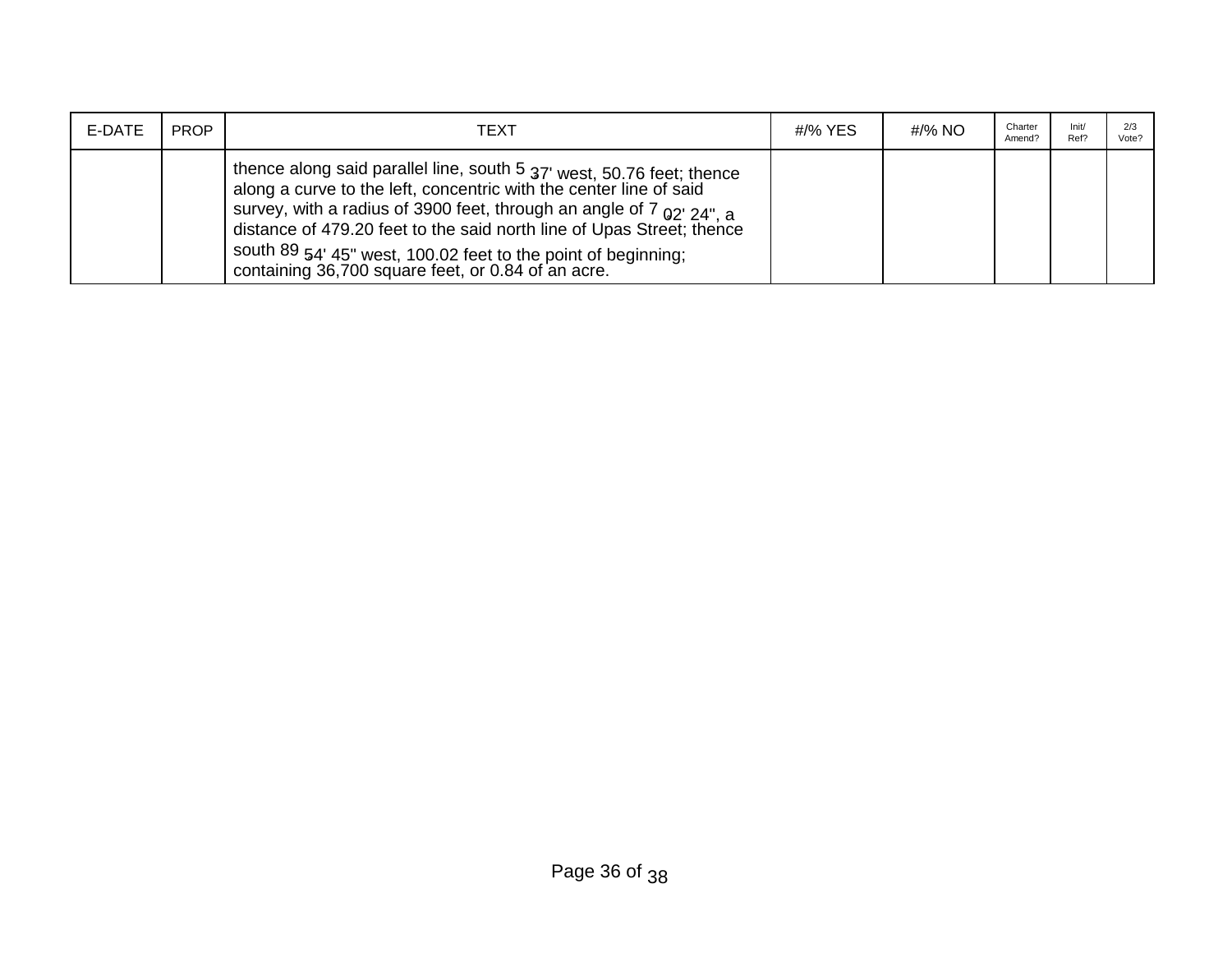| E-DATE | PROP | TEXT | #/% YES | #/% NO | Charter Amend? | Init/ Ref? | 2/3 Vote? |
|---|---|---|---|---|---|---|---|
| | | thence along said parallel line, south 5 37' west, 50.76 feet; thence along a curve to the left, concentric with the center line of said survey, with a radius of 3900 feet, through an angle of 7 02' 24", a distance of 479.20 feet to the said north line of Upas Street; thence south 89 54' 45" west, 100.02 feet to the point of beginning; containing 36,700 square feet, or 0.84 of an acre. | | | | | |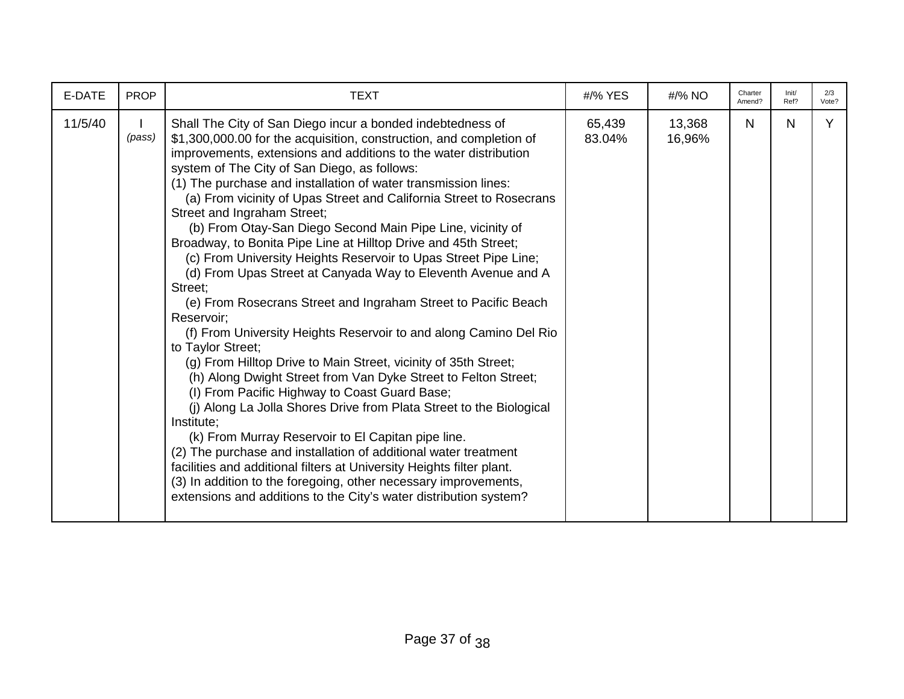| E-DATE | PROP | TEXT | #/% YES | #/% NO | Charter Amend? | Init/ Ref? | 2/3 Vote? |
|---|---|---|---|---|---|---|---|
| 11/5/40 | I *(pass)* | Shall The City of San Diego incur a bonded indebtedness of $1,300,000.00 for the acquisition, construction, and completion of improvements, extensions and additions to the water distribution system of The City of San Diego, as follows:<br>(1) The purchase and installation of water transmission lines:<br>(a) From vicinity of Upas Street and California Street to Rosecrans Street and Ingraham Street;<br>(b) From Otay-San Diego Second Main Pipe Line, vicinity of Broadway, to Bonita Pipe Line at Hilltop Drive and 45th Street;<br>(c) From University Heights Reservoir to Upas Street Pipe Line;<br>(d) From Upas Street at Canyada Way to Eleventh Avenue and A Street;<br>(e) From Rosecrans Street and Ingraham Street to Pacific Beach Reservoir;<br>(f) From University Heights Reservoir to and along Camino Del Rio to Taylor Street;<br>(g) From Hilltop Drive to Main Street, vicinity of 35th Street;<br>(h) Along Dwight Street from Van Dyke Street to Felton Street;<br>(I) From Pacific Highway to Coast Guard Base;<br>(j) Along La Jolla Shores Drive from Plata Street to the Biological Institute;<br>(k) From Murray Reservoir to El Capitan pipe line.<br>(2) The purchase and installation of additional water treatment facilities and additional filters at University Heights filter plant.<br>(3) In addition to the foregoing, other necessary improvements, extensions and additions to the City's water distribution system? | 65,439<br>83.04% | 13,368<br>16,96% | N | N | Y |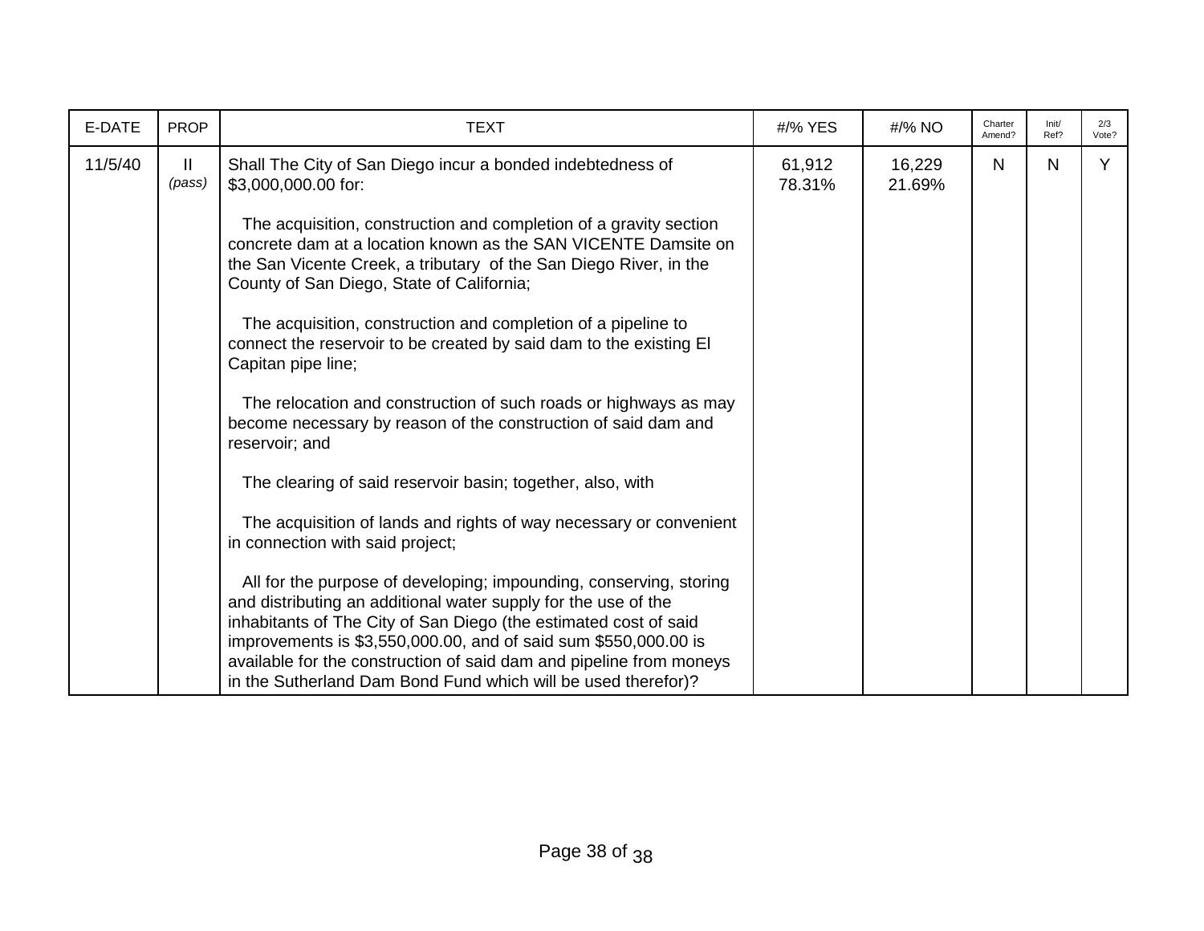| E-DATE | PROP | TEXT | #/% YES | #/% NO | Charter Amend? | Init/ Ref? | 2/3 Vote? |
|---|---|---|---|---|---|---|---|
| 11/5/40 | II *(pass)* | Shall The City of San Diego incur a bonded indebtedness of $3,000,000.00 for:<br><br>The acquisition, construction and completion of a gravity section concrete dam at a location known as the SAN VICENTE Damsite on the San Vicente Creek, a tributary of the San Diego River, in the County of San Diego, State of California;<br><br>The acquisition, construction and completion of a pipeline to connect the reservoir to be created by said dam to the existing El Capitan pipe line;<br><br>The relocation and construction of such roads or highways as may become necessary by reason of the construction of said dam and reservoir; and<br><br>The clearing of said reservoir basin; together, also, with<br><br>The acquisition of lands and rights of way necessary or convenient in connection with said project;<br><br>All for the purpose of developing; impounding, conserving, storing and distributing an additional water supply for the use of the inhabitants of The City of San Diego (the estimated cost of said improvements is $3,550,000.00, and of said sum $550,000.00 is available for the construction of said dam and pipeline from moneys in the Sutherland Dam Bond Fund which will be used therefor)? | 61,912 78.31% | 16,229 21.69% | N | N | Y |